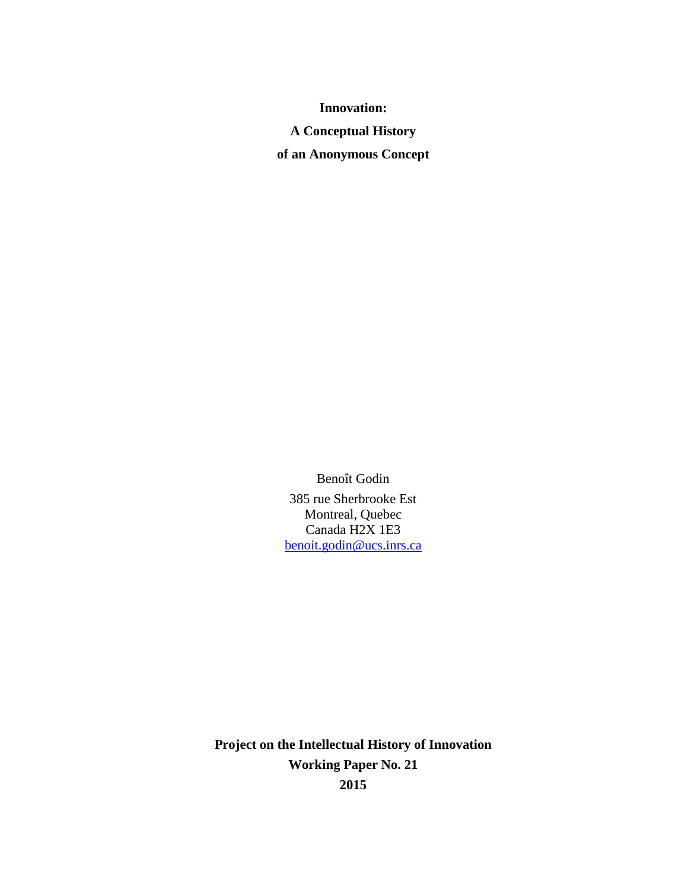# Innovation:
# A Conceptual History
# of an Anonymous Concept

Benoît Godin

385 rue Sherbrooke Est
Montreal, Quebec
Canada H2X 1E3
benoit.godin@ucs.inrs.ca

**Project on the Intellectual History of Innovation**
**Working Paper No. 21**
**2015**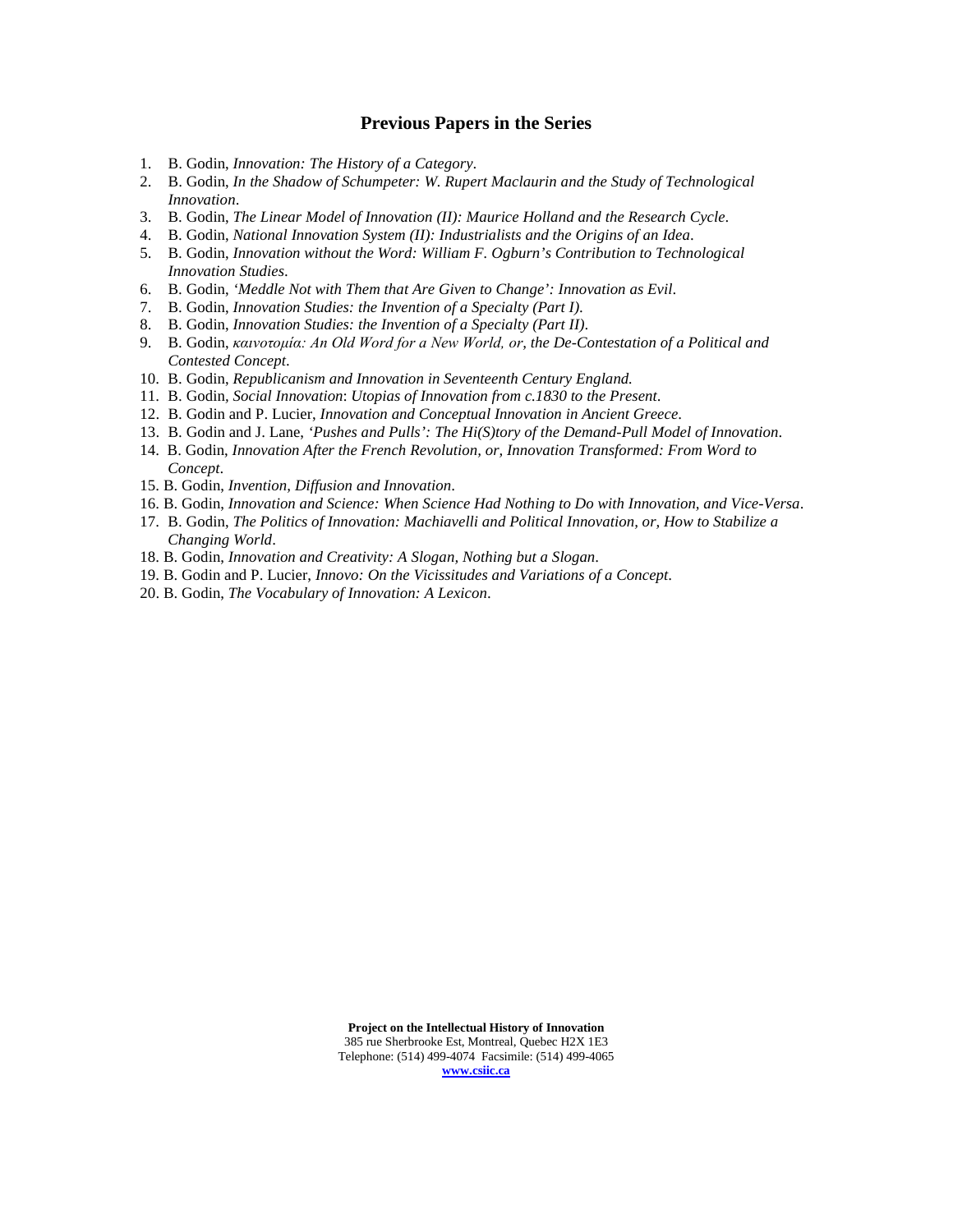## Previous Papers in the Series

1. B. Godin, *Innovation: The History of a Category*.
2. B. Godin, *In the Shadow of Schumpeter: W. Rupert Maclaurin and the Study of Technological Innovation*.
3. B. Godin, *The Linear Model of Innovation (II): Maurice Holland and the Research Cycle*.
4. B. Godin, *National Innovation System (II): Industrialists and the Origins of an Idea*.
5. B. Godin, *Innovation without the Word: William F. Ogburn's Contribution to Technological Innovation Studies*.
6. B. Godin, *'Meddle Not with Them that Are Given to Change': Innovation as Evil*.
7. B. Godin, *Innovation Studies: the Invention of a Specialty (Part I)*.
8. B. Godin, *Innovation Studies: the Invention of a Specialty (Part II)*.
9. B. Godin, *καινοτομία: An Old Word for a New World, or, the De-Contestation of a Political and Contested Concept*.
10. B. Godin, *Republicanism and Innovation in Seventeenth Century England.*
11. B. Godin, *Social Innovation*: *Utopias of Innovation from c.1830 to the Present*.
12. B. Godin and P. Lucier, *Innovation and Conceptual Innovation in Ancient Greece*.
13. B. Godin and J. Lane, *'Pushes and Pulls': The Hi(S)tory of the Demand-Pull Model of Innovation*.
14. B. Godin, *Innovation After the French Revolution, or, Innovation Transformed: From Word to Concept*.
15. B. Godin, *Invention, Diffusion and Innovation*.
16. B. Godin, *Innovation and Science: When Science Had Nothing to Do with Innovation, and Vice-Versa*.
17. B. Godin, *The Politics of Innovation: Machiavelli and Political Innovation, or, How to Stabilize a Changing World*.
18. B. Godin, *Innovation and Creativity: A Slogan, Nothing but a Slogan*.
19. B. Godin and P. Lucier, *Innovo: On the Vicissitudes and Variations of a Concept*.
20. B. Godin, *The Vocabulary of Innovation: A Lexicon*.

**Project on the Intellectual History of Innovation**
385 rue Sherbrooke Est, Montreal, Quebec H2X 1E3
Telephone: (514) 499-4074 Facsimile: (514) 499-4065
**www.csiic.ca**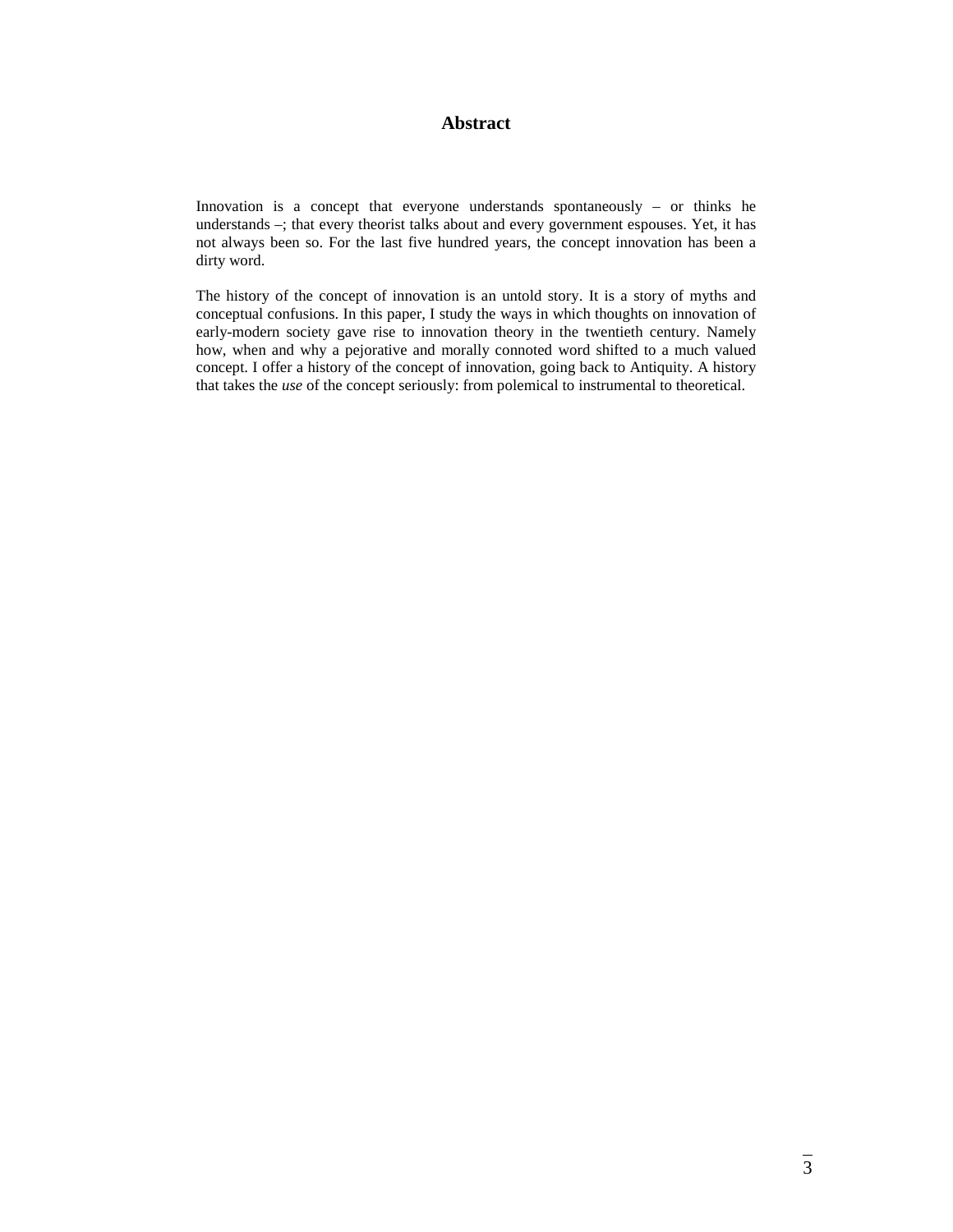## Abstract

Innovation is a concept that everyone understands spontaneously – or thinks he understands –; that every theorist talks about and every government espouses. Yet, it has not always been so. For the last five hundred years, the concept innovation has been a dirty word.

The history of the concept of innovation is an untold story. It is a story of myths and conceptual confusions. In this paper, I study the ways in which thoughts on innovation of early-modern society gave rise to innovation theory in the twentieth century. Namely how, when and why a pejorative and morally connoted word shifted to a much valued concept. I offer a history of the concept of innovation, going back to Antiquity. A history that takes the *use* of the concept seriously: from polemical to instrumental to theoretical.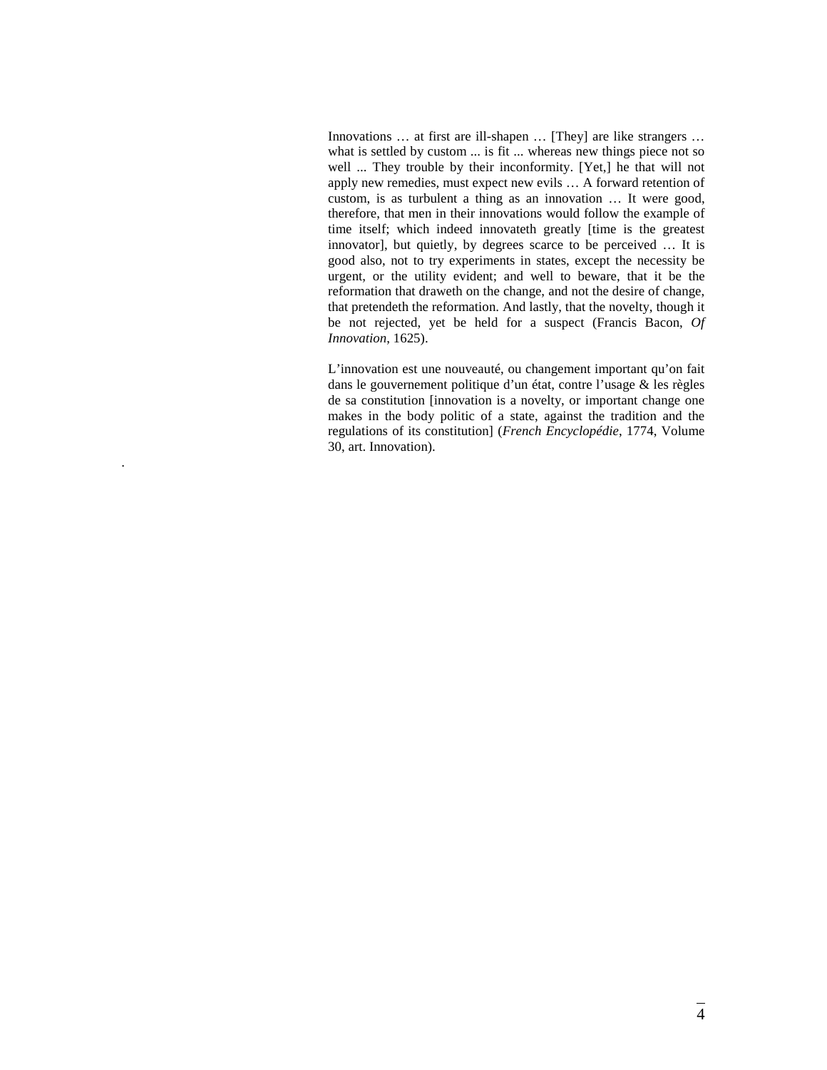Innovations … at first are ill-shapen … [They] are like strangers … what is settled by custom ... is fit ... whereas new things piece not so well ... They trouble by their inconformity. [Yet,] he that will not apply new remedies, must expect new evils … A forward retention of custom, is as turbulent a thing as an innovation … It were good, therefore, that men in their innovations would follow the example of time itself; which indeed innovateth greatly [time is the greatest innovator], but quietly, by degrees scarce to be perceived … It is good also, not to try experiments in states, except the necessity be urgent, or the utility evident; and well to beware, that it be the reformation that draweth on the change, and not the desire of change, that pretendeth the reformation. And lastly, that the novelty, though it be not rejected, yet be held for a suspect (Francis Bacon, *Of Innovation*, 1625).

L'innovation est une nouveauté, ou changement important qu'on fait dans le gouvernement politique d'un état, contre l'usage & les règles de sa constitution [innovation is a novelty, or important change one makes in the body politic of a state, against the tradition and the regulations of its constitution] (*French Encyclopédie*, 1774, Volume 30, art. Innovation).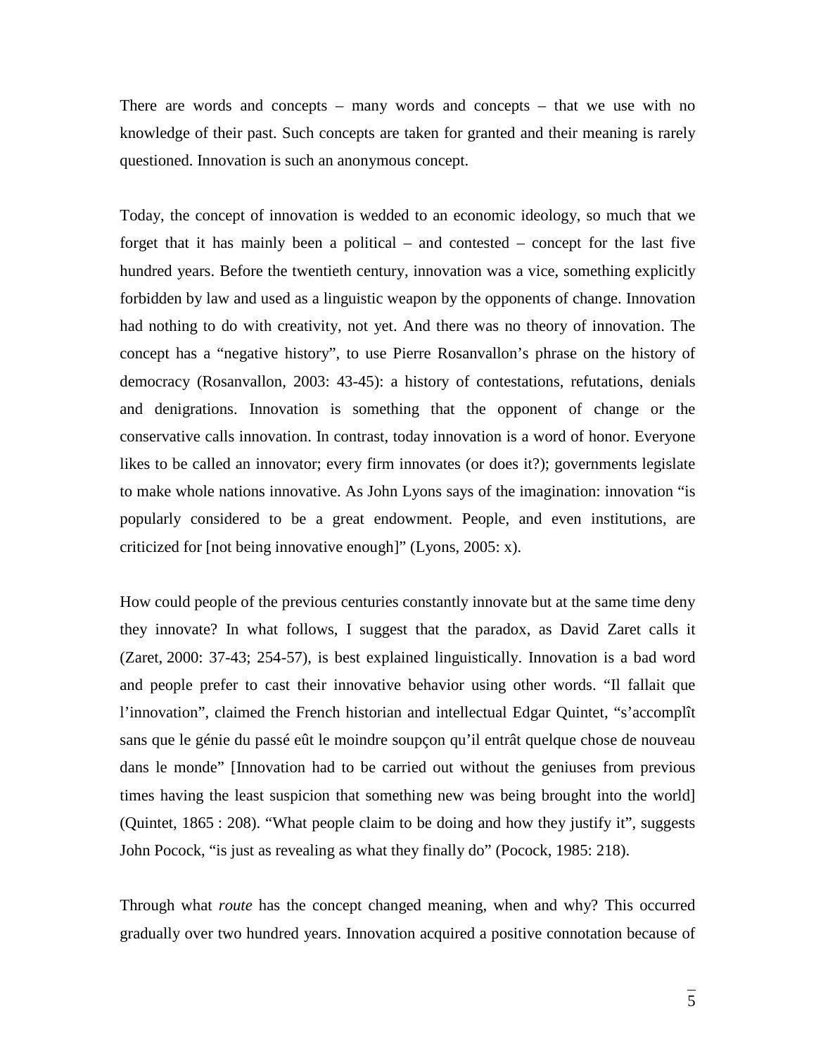There are words and concepts – many words and concepts – that we use with no knowledge of their past. Such concepts are taken for granted and their meaning is rarely questioned. Innovation is such an anonymous concept.

Today, the concept of innovation is wedded to an economic ideology, so much that we forget that it has mainly been a political – and contested – concept for the last five hundred years. Before the twentieth century, innovation was a vice, something explicitly forbidden by law and used as a linguistic weapon by the opponents of change. Innovation had nothing to do with creativity, not yet. And there was no theory of innovation. The concept has a "negative history", to use Pierre Rosanvallon's phrase on the history of democracy (Rosanvallon, 2003: 43-45): a history of contestations, refutations, denials and denigrations. Innovation is something that the opponent of change or the conservative calls innovation. In contrast, today innovation is a word of honor. Everyone likes to be called an innovator; every firm innovates (or does it?); governments legislate to make whole nations innovative. As John Lyons says of the imagination: innovation "is popularly considered to be a great endowment. People, and even institutions, are criticized for [not being innovative enough]" (Lyons, 2005: x).

How could people of the previous centuries constantly innovate but at the same time deny they innovate? In what follows, I suggest that the paradox, as David Zaret calls it (Zaret, 2000: 37-43; 254-57), is best explained linguistically. Innovation is a bad word and people prefer to cast their innovative behavior using other words. "Il fallait que l'innovation", claimed the French historian and intellectual Edgar Quintet, "s'accomplît sans que le génie du passé eût le moindre soupçon qu'il entrât quelque chose de nouveau dans le monde" [Innovation had to be carried out without the geniuses from previous times having the least suspicion that something new was being brought into the world] (Quintet, 1865 : 208). "What people claim to be doing and how they justify it", suggests John Pocock, "is just as revealing as what they finally do" (Pocock, 1985: 218).

Through what *route* has the concept changed meaning, when and why? This occurred gradually over two hundred years. Innovation acquired a positive connotation because of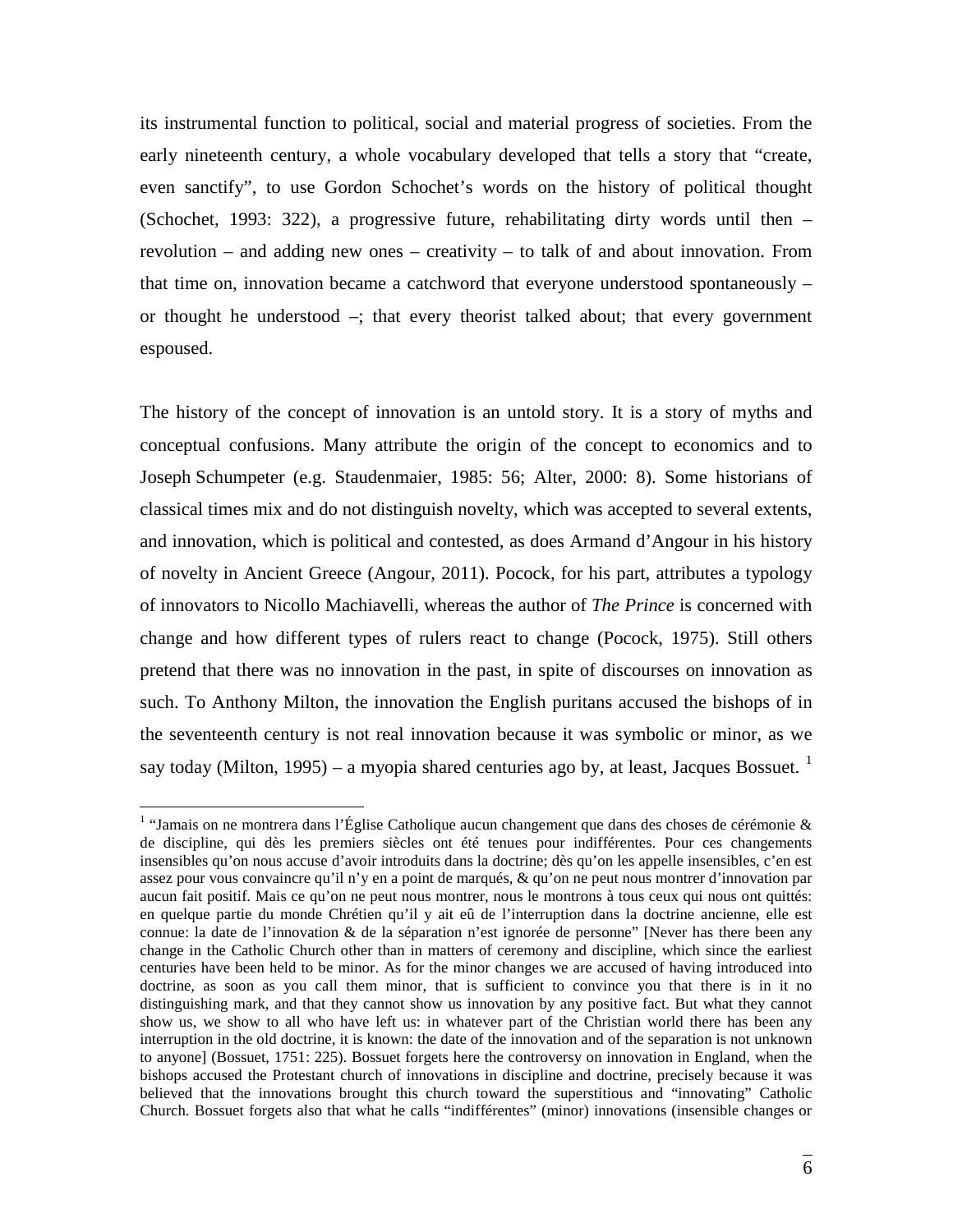its instrumental function to political, social and material progress of societies. From the early nineteenth century, a whole vocabulary developed that tells a story that "create, even sanctify", to use Gordon Schochet's words on the history of political thought (Schochet, 1993: 322), a progressive future, rehabilitating dirty words until then – revolution – and adding new ones – creativity – to talk of and about innovation. From that time on, innovation became a catchword that everyone understood spontaneously – or thought he understood –; that every theorist talked about; that every government espoused.

The history of the concept of innovation is an untold story. It is a story of myths and conceptual confusions. Many attribute the origin of the concept to economics and to Joseph Schumpeter (e.g. Staudenmaier, 1985: 56; Alter, 2000: 8). Some historians of classical times mix and do not distinguish novelty, which was accepted to several extents, and innovation, which is political and contested, as does Armand d'Angour in his history of novelty in Ancient Greece (Angour, 2011). Pocock, for his part, attributes a typology of innovators to Nicollo Machiavelli, whereas the author of *The Prince* is concerned with change and how different types of rulers react to change (Pocock, 1975). Still others pretend that there was no innovation in the past, in spite of discourses on innovation as such. To Anthony Milton, the innovation the English puritans accused the bishops of in the seventeenth century is not real innovation because it was symbolic or minor, as we say today (Milton, 1995) – a myopia shared centuries ago by, at least, Jacques Bossuet. [1]

[1] "Jamais on ne montrera dans l'Église Catholique aucun changement que dans des choses de cérémonie & de discipline, qui dès les premiers siècles ont été tenues pour indifférentes. Pour ces changements insensibles qu'on nous accuse d'avoir introduits dans la doctrine; dès qu'on les appelle insensibles, c'en est assez pour vous convaincre qu'il n'y en a point de marqués, & qu'on ne peut nous montrer d'innovation par aucun fait positif. Mais ce qu'on ne peut nous montrer, nous le montrons à tous ceux qui nous ont quittés: en quelque partie du monde Chrétien qu'il y ait eû de l'interruption dans la doctrine ancienne, elle est connue: la date de l'innovation & de la séparation n'est ignorée de personne" [Never has there been any change in the Catholic Church other than in matters of ceremony and discipline, which since the earliest centuries have been held to be minor. As for the minor changes we are accused of having introduced into doctrine, as soon as you call them minor, that is sufficient to convince you that there is in it no distinguishing mark, and that they cannot show us innovation by any positive fact. But what they cannot show us, we show to all who have left us: in whatever part of the Christian world there has been any interruption in the old doctrine, it is known: the date of the innovation and of the separation is not unknown to anyone] (Bossuet, 1751: 225). Bossuet forgets here the controversy on innovation in England, when the bishops accused the Protestant church of innovations in discipline and doctrine, precisely because it was believed that the innovations brought this church toward the superstitious and "innovating" Catholic Church. Bossuet forgets also that what he calls "indifférentes" (minor) innovations (insensible changes or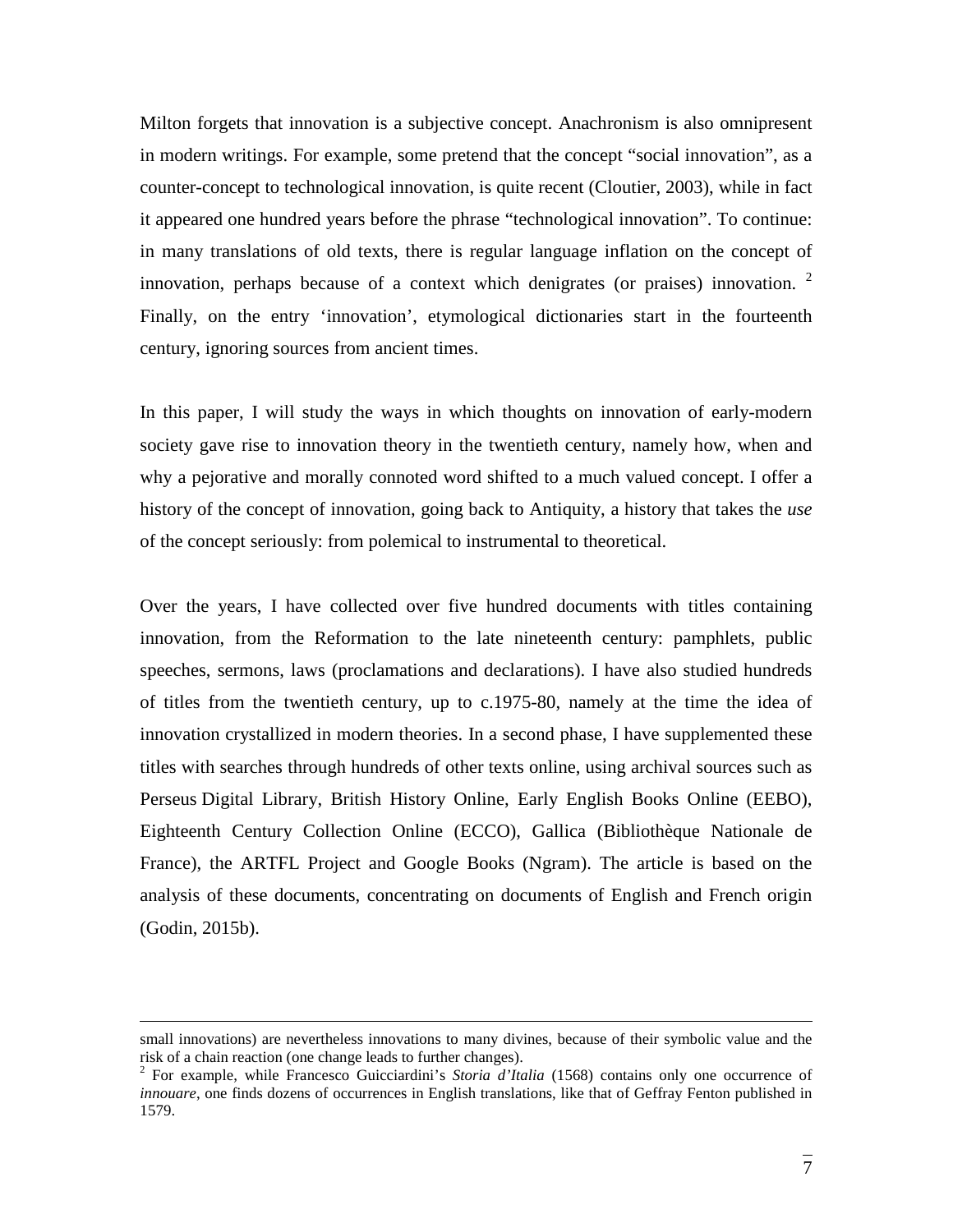Milton forgets that innovation is a subjective concept. Anachronism is also omnipresent in modern writings. For example, some pretend that the concept "social innovation", as a counter-concept to technological innovation, is quite recent (Cloutier, 2003), while in fact it appeared one hundred years before the phrase "technological innovation". To continue: in many translations of old texts, there is regular language inflation on the concept of innovation, perhaps because of a context which denigrates (or praises) innovation. [2] Finally, on the entry 'innovation', etymological dictionaries start in the fourteenth century, ignoring sources from ancient times.

In this paper, I will study the ways in which thoughts on innovation of early-modern society gave rise to innovation theory in the twentieth century, namely how, when and why a pejorative and morally connoted word shifted to a much valued concept. I offer a history of the concept of innovation, going back to Antiquity, a history that takes the *use* of the concept seriously: from polemical to instrumental to theoretical.

Over the years, I have collected over five hundred documents with titles containing innovation, from the Reformation to the late nineteenth century: pamphlets, public speeches, sermons, laws (proclamations and declarations). I have also studied hundreds of titles from the twentieth century, up to c.1975-80, namely at the time the idea of innovation crystallized in modern theories. In a second phase, I have supplemented these titles with searches through hundreds of other texts online, using archival sources such as Perseus Digital Library, British History Online, Early English Books Online (EEBO), Eighteenth Century Collection Online (ECCO), Gallica (Bibliothèque Nationale de France), the ARTFL Project and Google Books (Ngram). The article is based on the analysis of these documents, concentrating on documents of English and French origin (Godin, 2015b).

---

small innovations) are nevertheless innovations to many divines, because of their symbolic value and the risk of a chain reaction (one change leads to further changes).

[2] For example, while Francesco Guicciardini's *Storia d'Italia* (1568) contains only one occurrence of *innouare*, one finds dozens of occurrences in English translations, like that of Geffray Fenton published in 1579.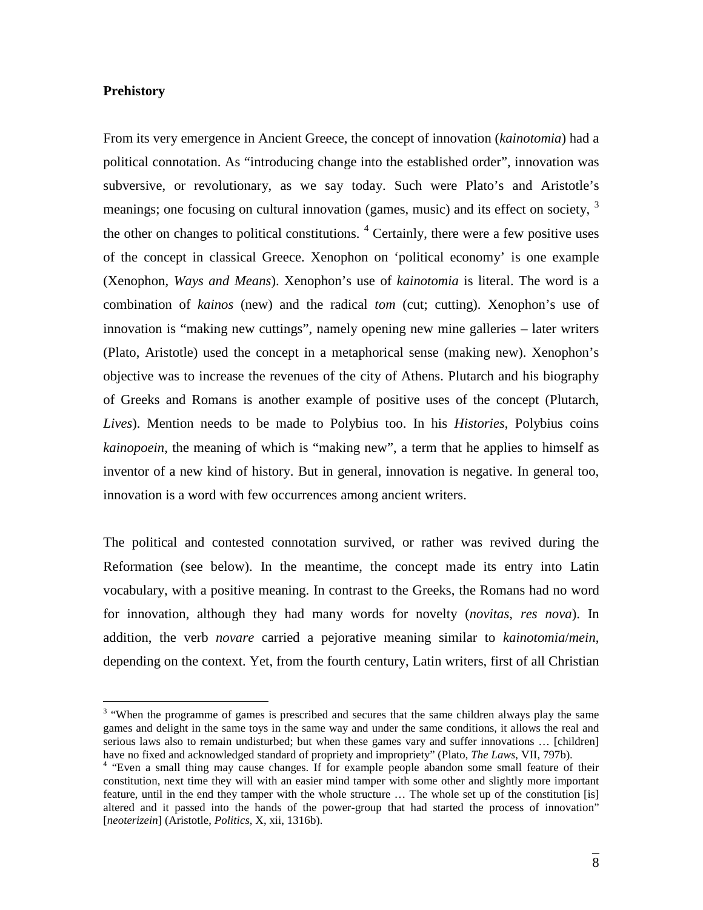**Prehistory**

From its very emergence in Ancient Greece, the concept of innovation (*kainotomia*) had a political connotation. As "introducing change into the established order", innovation was subversive, or revolutionary, as we say today. Such were Plato's and Aristotle's meanings; one focusing on cultural innovation (games, music) and its effect on society, [3] the other on changes to political constitutions. [4] Certainly, there were a few positive uses of the concept in classical Greece. Xenophon on 'political economy' is one example (Xenophon, *Ways and Means*). Xenophon's use of *kainotomia* is literal. The word is a combination of *kainos* (new) and the radical *tom* (cut; cutting). Xenophon's use of innovation is "making new cuttings", namely opening new mine galleries – later writers (Plato, Aristotle) used the concept in a metaphorical sense (making new). Xenophon's objective was to increase the revenues of the city of Athens. Plutarch and his biography of Greeks and Romans is another example of positive uses of the concept (Plutarch, *Lives*). Mention needs to be made to Polybius too. In his *Histories*, Polybius coins *kainopoein*, the meaning of which is "making new", a term that he applies to himself as inventor of a new kind of history. But in general, innovation is negative. In general too, innovation is a word with few occurrences among ancient writers.

The political and contested connotation survived, or rather was revived during the Reformation (see below). In the meantime, the concept made its entry into Latin vocabulary, with a positive meaning. In contrast to the Greeks, the Romans had no word for innovation, although they had many words for novelty (*novitas*, *res nova*). In addition, the verb *novare* carried a pejorative meaning similar to *kainotomia*/*mein*, depending on the context. Yet, from the fourth century, Latin writers, first of all Christian

---

[3] "When the programme of games is prescribed and secures that the same children always play the same games and delight in the same toys in the same way and under the same conditions, it allows the real and serious laws also to remain undisturbed; but when these games vary and suffer innovations … [children] have no fixed and acknowledged standard of propriety and impropriety" (Plato, *The Laws*, VII, 797b).

[4] "Even a small thing may cause changes. If for example people abandon some small feature of their constitution, next time they will with an easier mind tamper with some other and slightly more important feature, until in the end they tamper with the whole structure … The whole set up of the constitution [is] altered and it passed into the hands of the power-group that had started the process of innovation" [*neoterizein*] (Aristotle, *Politics*, X, xii, 1316b).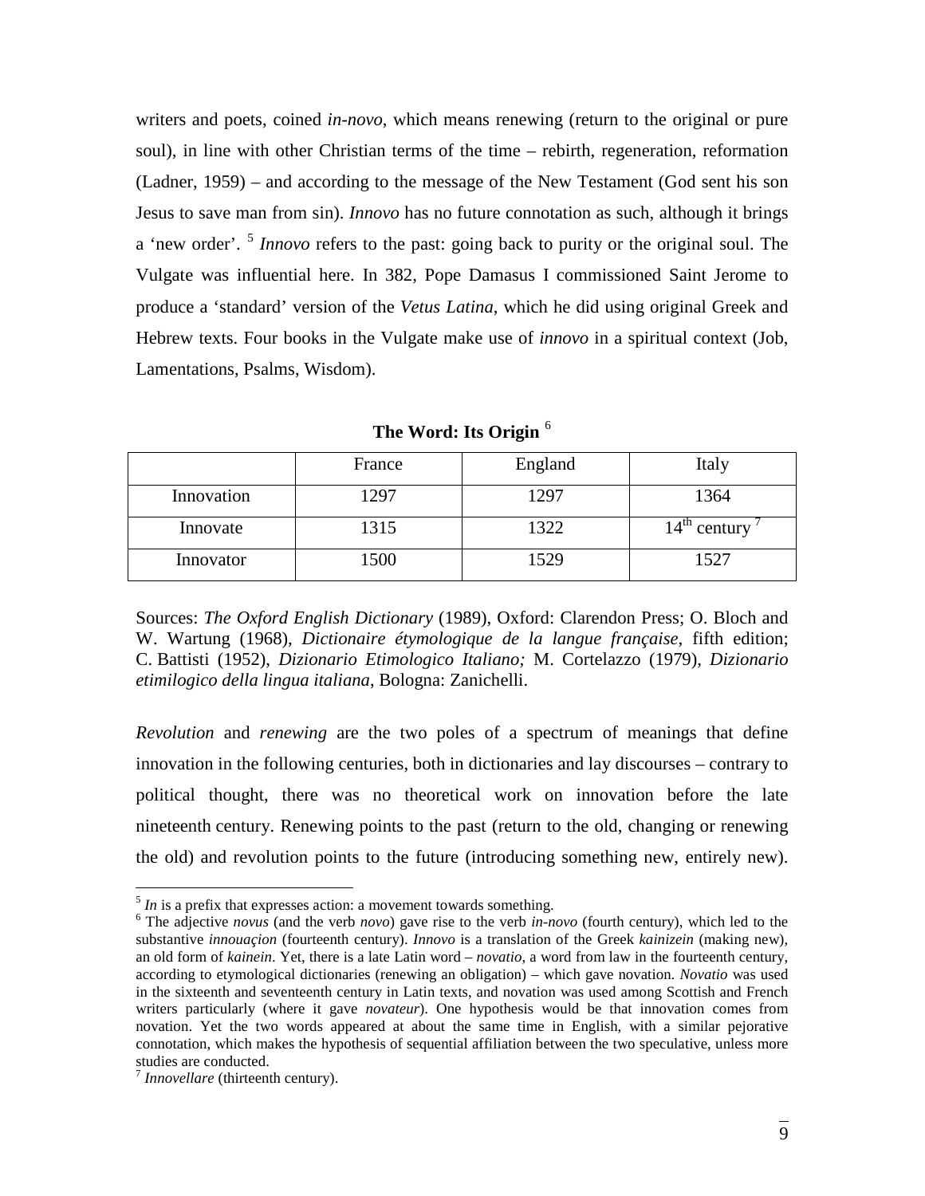writers and poets, coined *in-novo*, which means renewing (return to the original or pure soul), in line with other Christian terms of the time – rebirth, regeneration, reformation (Ladner, 1959) – and according to the message of the New Testament (God sent his son Jesus to save man from sin). *Innovo* has no future connotation as such, although it brings a 'new order'. [5] *Innovo* refers to the past: going back to purity or the original soul. The Vulgate was influential here. In 382, Pope Damasus I commissioned Saint Jerome to produce a 'standard' version of the *Vetus Latina*, which he did using original Greek and Hebrew texts. Four books in the Vulgate make use of *innovo* in a spiritual context (Job, Lamentations, Psalms, Wisdom).

**The Word: Its Origin** [6]

| | France | England | Italy |
|---|---|---|---|
| Innovation | 1297 | 1297 | 1364 |
| Innovate | 1315 | 1322 | 14th century [7] |
| Innovator | 1500 | 1529 | 1527 |

Sources: *The Oxford English Dictionary* (1989), Oxford: Clarendon Press; O. Bloch and W. Wartung (1968), *Dictionaire étymologique de la langue française*, fifth edition; C. Battisti (1952), *Dizionario Etimologico Italiano;* M. Cortelazzo (1979), *Dizionario etimilogico della lingua italiana*, Bologna: Zanichelli.

*Revolution* and *renewing* are the two poles of a spectrum of meanings that define innovation in the following centuries, both in dictionaries and lay discourses – contrary to political thought, there was no theoretical work on innovation before the late nineteenth century. Renewing points to the past (return to the old, changing or renewing the old) and revolution points to the future (introducing something new, entirely new).

[5] *In* is a prefix that expresses action: a movement towards something.

[6] The adjective *novus* (and the verb *novo*) gave rise to the verb *in-novo* (fourth century), which led to the substantive *innouaçion* (fourteenth century). *Innovo* is a translation of the Greek *kainizein* (making new), an old form of *kainein*. Yet, there is a late Latin word – *novatio*, a word from law in the fourteenth century, according to etymological dictionaries (renewing an obligation) – which gave novation. *Novatio* was used in the sixteenth and seventeenth century in Latin texts, and novation was used among Scottish and French writers particularly (where it gave *novateur*). One hypothesis would be that innovation comes from novation. Yet the two words appeared at about the same time in English, with a similar pejorative connotation, which makes the hypothesis of sequential affiliation between the two speculative, unless more studies are conducted.

[7] *Innovellare* (thirteenth century).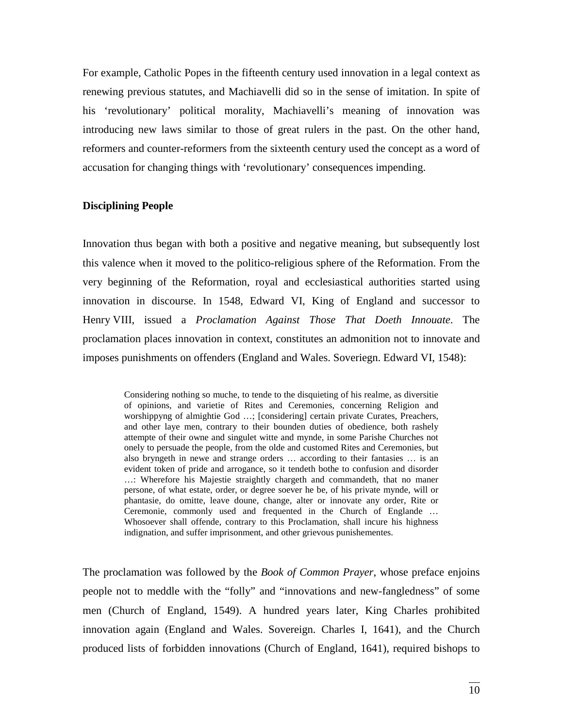For example, Catholic Popes in the fifteenth century used innovation in a legal context as renewing previous statutes, and Machiavelli did so in the sense of imitation. In spite of his 'revolutionary' political morality, Machiavelli's meaning of innovation was introducing new laws similar to those of great rulers in the past. On the other hand, reformers and counter-reformers from the sixteenth century used the concept as a word of accusation for changing things with 'revolutionary' consequences impending.

**Disciplining People**

Innovation thus began with both a positive and negative meaning, but subsequently lost this valence when it moved to the politico-religious sphere of the Reformation. From the very beginning of the Reformation, royal and ecclesiastical authorities started using innovation in discourse. In 1548, Edward VI, King of England and successor to Henry VIII, issued a *Proclamation Against Those That Doeth Innouate*. The proclamation places innovation in context, constitutes an admonition not to innovate and imposes punishments on offenders (England and Wales. Soveriegn. Edward VI, 1548):

> Considering nothing so muche, to tende to the disquieting of his realme, as diversitie of opinions, and varietie of Rites and Ceremonies, concerning Religion and worshippyng of almightie God …; [considering] certain private Curates, Preachers, and other laye men, contrary to their bounden duties of obedience, both rashely attempte of their owne and singulet witte and mynde, in some Parishe Churches not onely to persuade the people, from the olde and customed Rites and Ceremonies, but also bryngeth in newe and strange orders … according to their fantasies … is an evident token of pride and arrogance, so it tendeth bothe to confusion and disorder …: Wherefore his Majestie straightly chargeth and commandeth, that no maner persone, of what estate, order, or degree soever he be, of his private mynde, will or phantasie, do omitte, leave doune, change, alter or innovate any order, Rite or Ceremonie, commonly used and frequented in the Church of Englande … Whosoever shall offende, contrary to this Proclamation, shall incure his highness indignation, and suffer imprisonment, and other grievous punishementes.

The proclamation was followed by the *Book of Common Prayer*, whose preface enjoins people not to meddle with the "folly" and "innovations and new-fangledness" of some men (Church of England, 1549). A hundred years later, King Charles prohibited innovation again (England and Wales. Sovereign. Charles I, 1641), and the Church produced lists of forbidden innovations (Church of England, 1641), required bishops to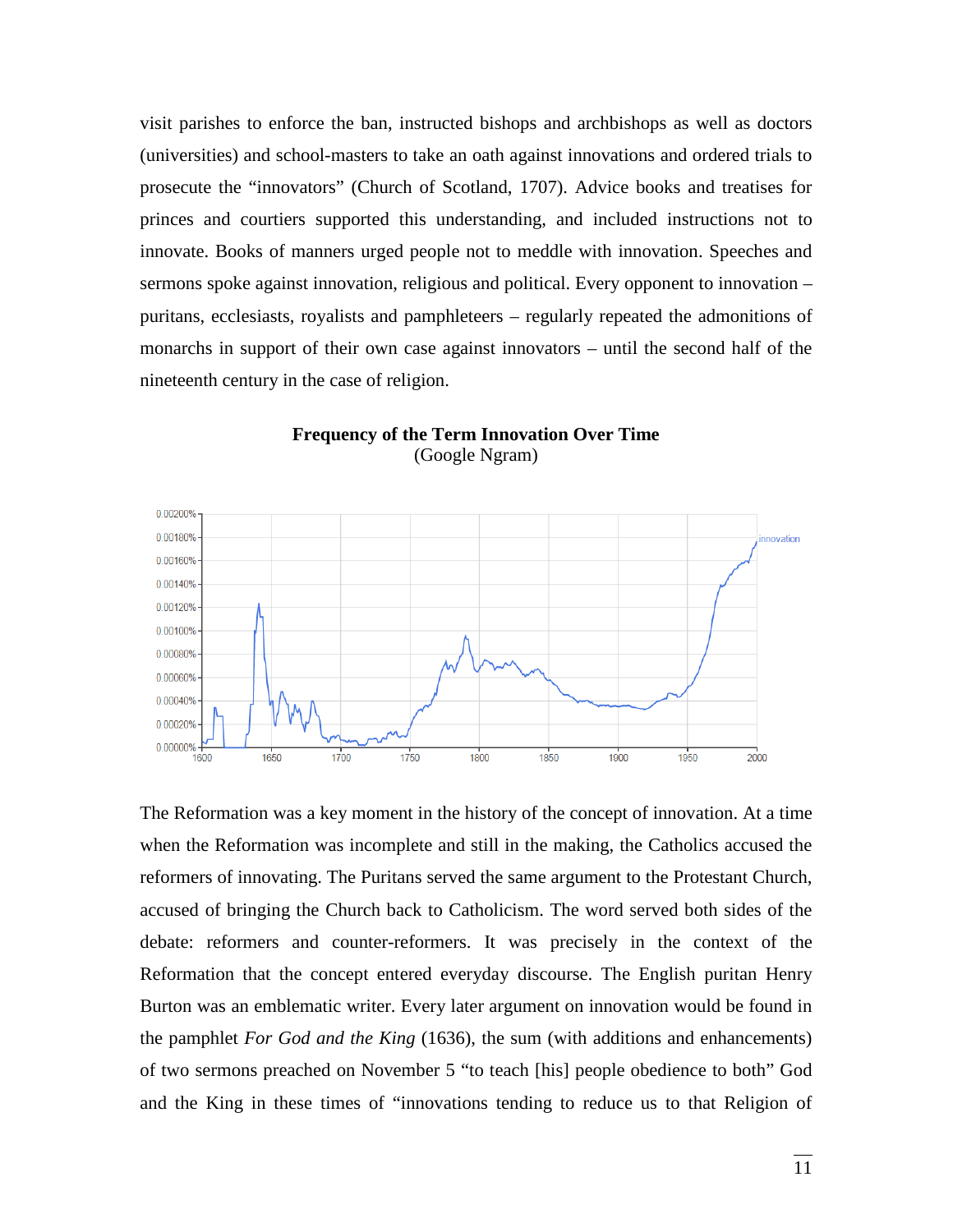visit parishes to enforce the ban, instructed bishops and archbishops as well as doctors (universities) and school-masters to take an oath against innovations and ordered trials to prosecute the "innovators" (Church of Scotland, 1707). Advice books and treatises for princes and courtiers supported this understanding, and included instructions not to innovate. Books of manners urged people not to meddle with innovation. Speeches and sermons spoke against innovation, religious and political. Every opponent to innovation – puritans, ecclesiasts, royalists and pamphleteers – regularly repeated the admonitions of monarchs in support of their own case against innovators – until the second half of the nineteenth century in the case of religion.

**Frequency of the Term Innovation Over Time**
(Google Ngram)

The Reformation was a key moment in the history of the concept of innovation. At a time when the Reformation was incomplete and still in the making, the Catholics accused the reformers of innovating. The Puritans served the same argument to the Protestant Church, accused of bringing the Church back to Catholicism. The word served both sides of the debate: reformers and counter-reformers. It was precisely in the context of the Reformation that the concept entered everyday discourse. The English puritan Henry Burton was an emblematic writer. Every later argument on innovation would be found in the pamphlet *For God and the King* (1636), the sum (with additions and enhancements) of two sermons preached on November 5 "to teach [his] people obedience to both" God and the King in these times of "innovations tending to reduce us to that Religion of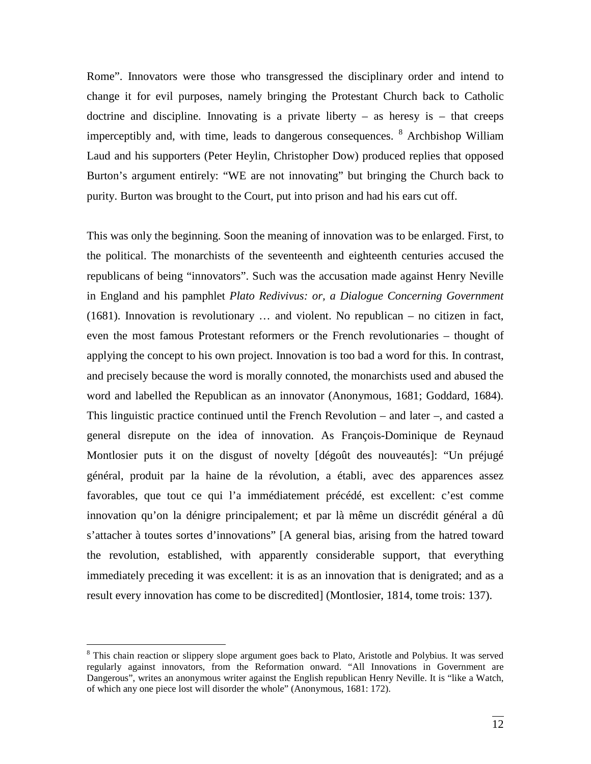Rome". Innovators were those who transgressed the disciplinary order and intend to change it for evil purposes, namely bringing the Protestant Church back to Catholic doctrine and discipline. Innovating is a private liberty – as heresy is – that creeps imperceptibly and, with time, leads to dangerous consequences. [8] Archbishop William Laud and his supporters (Peter Heylin, Christopher Dow) produced replies that opposed Burton's argument entirely: "WE are not innovating" but bringing the Church back to purity. Burton was brought to the Court, put into prison and had his ears cut off.

This was only the beginning. Soon the meaning of innovation was to be enlarged. First, to the political. The monarchists of the seventeenth and eighteenth centuries accused the republicans of being "innovators". Such was the accusation made against Henry Neville in England and his pamphlet *Plato Redivivus: or, a Dialogue Concerning Government* (1681). Innovation is revolutionary … and violent. No republican – no citizen in fact, even the most famous Protestant reformers or the French revolutionaries – thought of applying the concept to his own project. Innovation is too bad a word for this. In contrast, and precisely because the word is morally connoted, the monarchists used and abused the word and labelled the Republican as an innovator (Anonymous, 1681; Goddard, 1684). This linguistic practice continued until the French Revolution – and later –, and casted a general disrepute on the idea of innovation. As François-Dominique de Reynaud Montlosier puts it on the disgust of novelty [dégoût des nouveautés]: "Un préjugé général, produit par la haine de la révolution, a établi, avec des apparences assez favorables, que tout ce qui l'a immédiatement précédé, est excellent: c'est comme innovation qu'on la dénigre principalement; et par là même un discrédit général a dû s'attacher à toutes sortes d'innovations" [A general bias, arising from the hatred toward the revolution, established, with apparently considerable support, that everything immediately preceding it was excellent: it is as an innovation that is denigrated; and as a result every innovation has come to be discredited] (Montlosier, 1814, tome trois: 137).

---

[8] This chain reaction or slippery slope argument goes back to Plato, Aristotle and Polybius. It was served regularly against innovators, from the Reformation onward. "All Innovations in Government are Dangerous", writes an anonymous writer against the English republican Henry Neville. It is "like a Watch, of which any one piece lost will disorder the whole" (Anonymous, 1681: 172).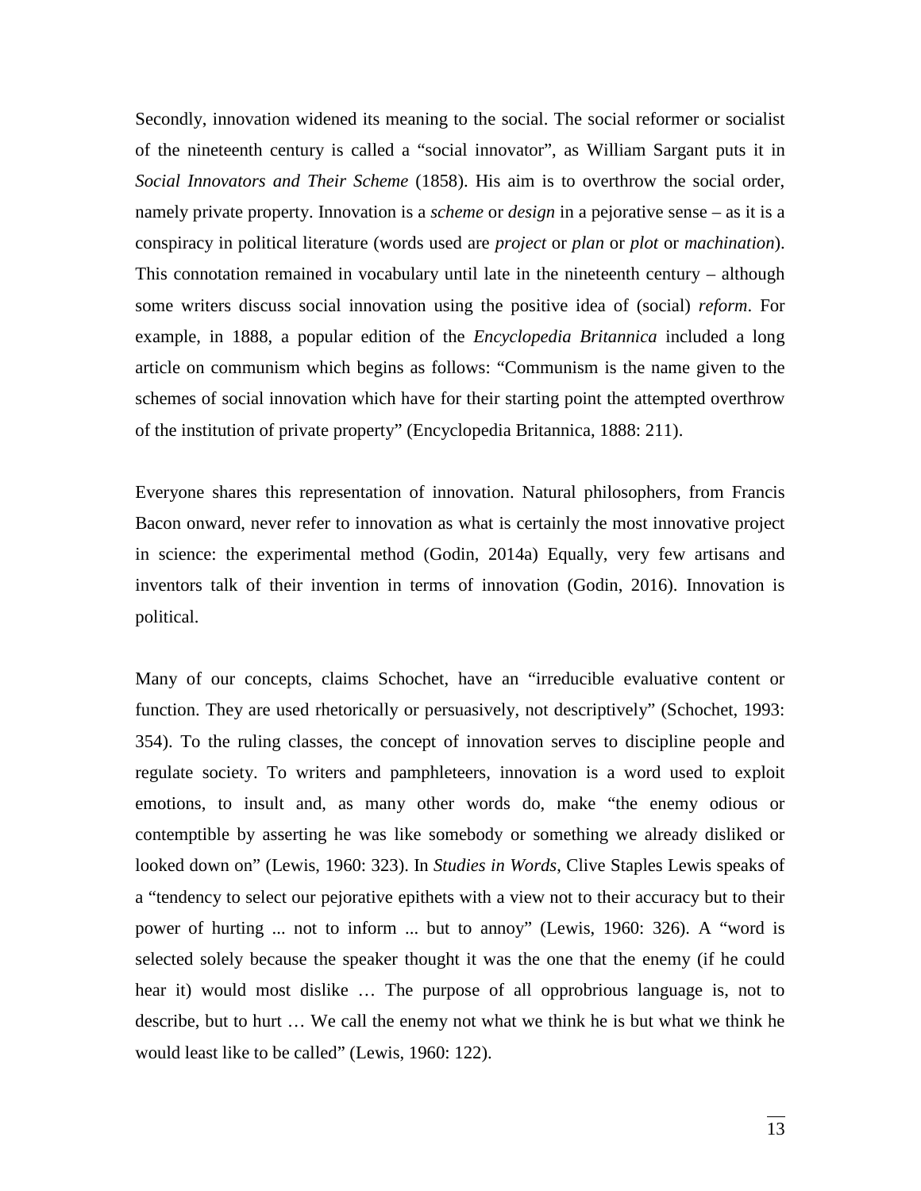Secondly, innovation widened its meaning to the social. The social reformer or socialist of the nineteenth century is called a "social innovator", as William Sargant puts it in *Social Innovators and Their Scheme* (1858). His aim is to overthrow the social order, namely private property. Innovation is a *scheme* or *design* in a pejorative sense – as it is a conspiracy in political literature (words used are *project* or *plan* or *plot* or *machination*). This connotation remained in vocabulary until late in the nineteenth century – although some writers discuss social innovation using the positive idea of (social) *reform*. For example, in 1888, a popular edition of the *Encyclopedia Britannica* included a long article on communism which begins as follows: "Communism is the name given to the schemes of social innovation which have for their starting point the attempted overthrow of the institution of private property" (Encyclopedia Britannica, 1888: 211).

Everyone shares this representation of innovation. Natural philosophers, from Francis Bacon onward, never refer to innovation as what is certainly the most innovative project in science: the experimental method (Godin, 2014a) Equally, very few artisans and inventors talk of their invention in terms of innovation (Godin, 2016). Innovation is political.

Many of our concepts, claims Schochet, have an "irreducible evaluative content or function. They are used rhetorically or persuasively, not descriptively" (Schochet, 1993: 354). To the ruling classes, the concept of innovation serves to discipline people and regulate society. To writers and pamphleteers, innovation is a word used to exploit emotions, to insult and, as many other words do, make "the enemy odious or contemptible by asserting he was like somebody or something we already disliked or looked down on" (Lewis, 1960: 323). In *Studies in Words*, Clive Staples Lewis speaks of a "tendency to select our pejorative epithets with a view not to their accuracy but to their power of hurting ... not to inform ... but to annoy" (Lewis, 1960: 326). A "word is selected solely because the speaker thought it was the one that the enemy (if he could hear it) would most dislike … The purpose of all opprobrious language is, not to describe, but to hurt … We call the enemy not what we think he is but what we think he would least like to be called" (Lewis, 1960: 122).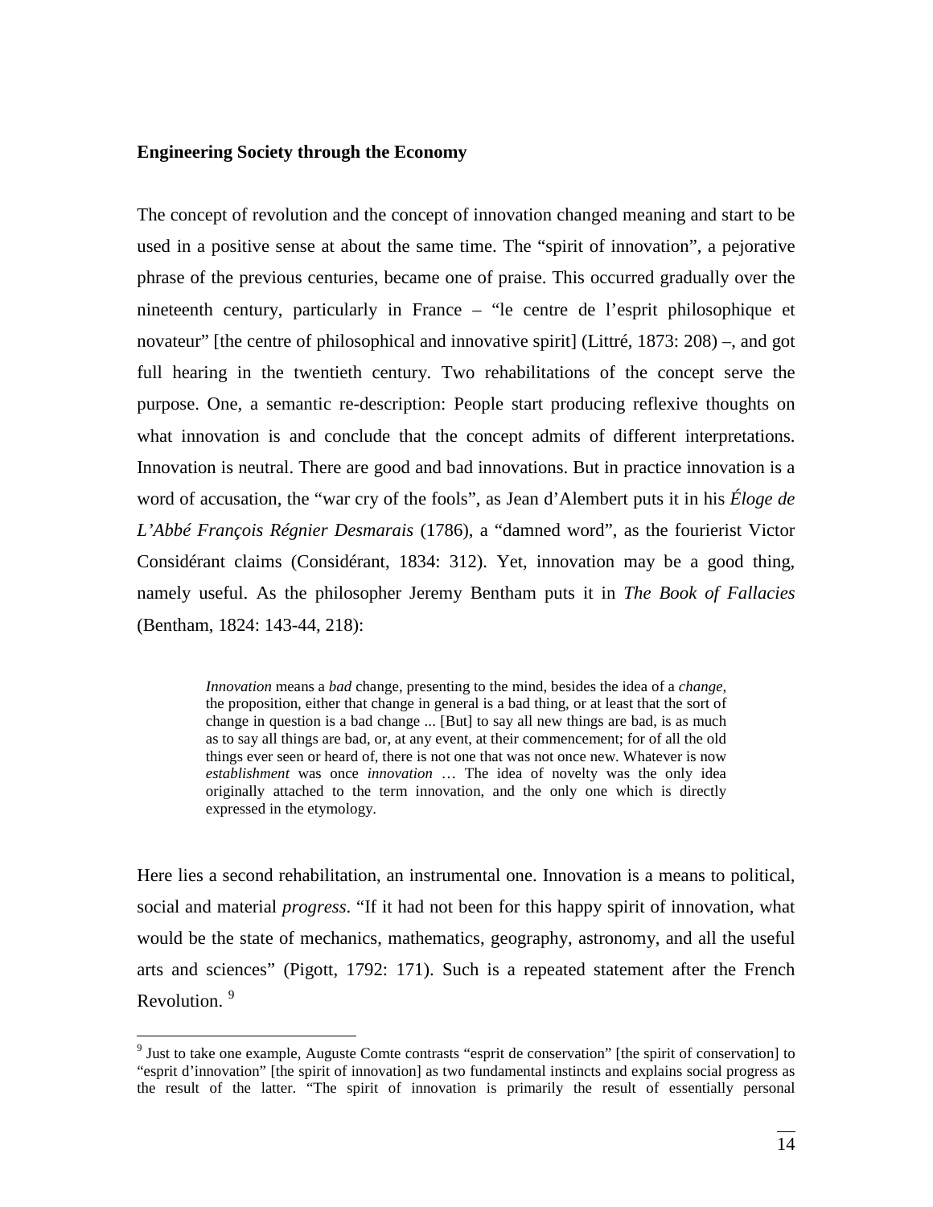**Engineering Society through the Economy**

The concept of revolution and the concept of innovation changed meaning and start to be used in a positive sense at about the same time. The "spirit of innovation", a pejorative phrase of the previous centuries, became one of praise. This occurred gradually over the nineteenth century, particularly in France – "le centre de l'esprit philosophique et novateur" [the centre of philosophical and innovative spirit] (Littré, 1873: 208) –, and got full hearing in the twentieth century. Two rehabilitations of the concept serve the purpose. One, a semantic re-description: People start producing reflexive thoughts on what innovation is and conclude that the concept admits of different interpretations. Innovation is neutral. There are good and bad innovations. But in practice innovation is a word of accusation, the "war cry of the fools", as Jean d'Alembert puts it in his *Éloge de L'Abbé François Régnier Desmarais* (1786), a "damned word", as the fourierist Victor Considérant claims (Considérant, 1834: 312). Yet, innovation may be a good thing, namely useful. As the philosopher Jeremy Bentham puts it in *The Book of Fallacies* (Bentham, 1824: 143-44, 218):

> *Innovation* means a *bad* change, presenting to the mind, besides the idea of a *change*, the proposition, either that change in general is a bad thing, or at least that the sort of change in question is a bad change ... [But] to say all new things are bad, is as much as to say all things are bad, or, at any event, at their commencement; for of all the old things ever seen or heard of, there is not one that was not once new. Whatever is now *establishment* was once *innovation* … The idea of novelty was the only idea originally attached to the term innovation, and the only one which is directly expressed in the etymology.

Here lies a second rehabilitation, an instrumental one. Innovation is a means to political, social and material *progress*. "If it had not been for this happy spirit of innovation, what would be the state of mechanics, mathematics, geography, astronomy, and all the useful arts and sciences" (Pigott, 1792: 171). Such is a repeated statement after the French Revolution. [9]

---

[9] Just to take one example, Auguste Comte contrasts "esprit de conservation" [the spirit of conservation] to "esprit d'innovation" [the spirit of innovation] as two fundamental instincts and explains social progress as the result of the latter. "The spirit of innovation is primarily the result of essentially personal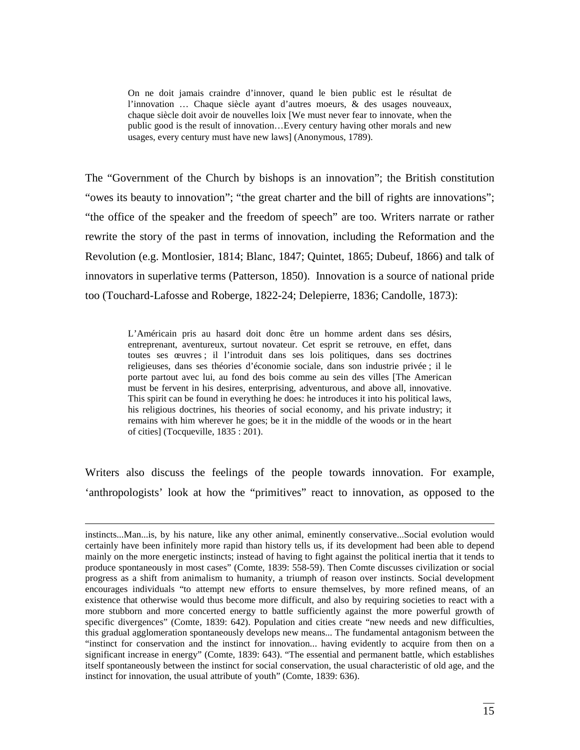> On ne doit jamais craindre d'innover, quand le bien public est le résultat de l'innovation … Chaque siècle ayant d'autres moeurs, & des usages nouveaux, chaque siècle doit avoir de nouvelles loix [We must never fear to innovate, when the public good is the result of innovation…Every century having other morals and new usages, every century must have new laws] (Anonymous, 1789).

The "Government of the Church by bishops is an innovation"; the British constitution "owes its beauty to innovation"; "the great charter and the bill of rights are innovations"; "the office of the speaker and the freedom of speech" are too. Writers narrate or rather rewrite the story of the past in terms of innovation, including the Reformation and the Revolution (e.g. Montlosier, 1814; Blanc, 1847; Quintet, 1865; Dubeuf, 1866) and talk of innovators in superlative terms (Patterson, 1850). Innovation is a source of national pride too (Touchard-Lafosse and Roberge, 1822-24; Delepierre, 1836; Candolle, 1873):

> L'Américain pris au hasard doit donc être un homme ardent dans ses désirs, entreprenant, aventureux, surtout novateur. Cet esprit se retrouve, en effet, dans toutes ses œuvres ; il l'introduit dans ses lois politiques, dans ses doctrines religieuses, dans ses théories d'économie sociale, dans son industrie privée ; il le porte partout avec lui, au fond des bois comme au sein des villes [The American must be fervent in his desires, enterprising, adventurous, and above all, innovative. This spirit can be found in everything he does: he introduces it into his political laws, his religious doctrines, his theories of social economy, and his private industry; it remains with him wherever he goes; be it in the middle of the woods or in the heart of cities] (Tocqueville, 1835 : 201).

Writers also discuss the feelings of the people towards innovation. For example, 'anthropologists' look at how the "primitives" react to innovation, as opposed to the

---

instincts...Man...is, by his nature, like any other animal, eminently conservative...Social evolution would certainly have been infinitely more rapid than history tells us, if its development had been able to depend mainly on the more energetic instincts; instead of having to fight against the political inertia that it tends to produce spontaneously in most cases" (Comte, 1839: 558-59). Then Comte discusses civilization or social progress as a shift from animalism to humanity, a triumph of reason over instincts. Social development encourages individuals "to attempt new efforts to ensure themselves, by more refined means, of an existence that otherwise would thus become more difficult, and also by requiring societies to react with a more stubborn and more concerted energy to battle sufficiently against the more powerful growth of specific divergences" (Comte, 1839: 642). Population and cities create "new needs and new difficulties, this gradual agglomeration spontaneously develops new means... The fundamental antagonism between the "instinct for conservation and the instinct for innovation... having evidently to acquire from then on a significant increase in energy" (Comte, 1839: 643). "The essential and permanent battle, which establishes itself spontaneously between the instinct for social conservation, the usual characteristic of old age, and the instinct for innovation, the usual attribute of youth" (Comte, 1839: 636).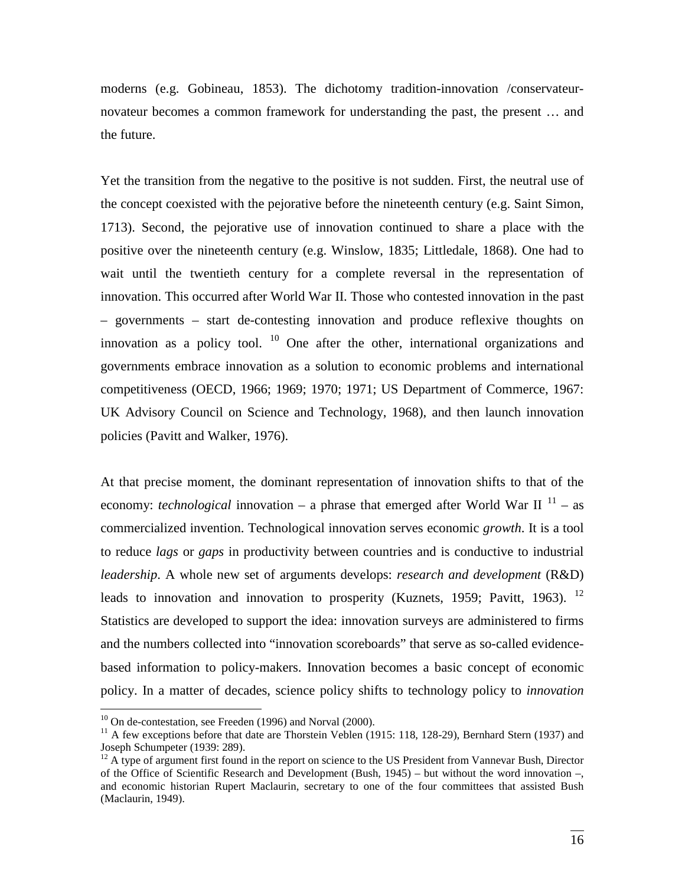moderns (e.g. Gobineau, 1853). The dichotomy tradition-innovation /conservateur-novateur becomes a common framework for understanding the past, the present … and the future.

Yet the transition from the negative to the positive is not sudden. First, the neutral use of the concept coexisted with the pejorative before the nineteenth century (e.g. Saint Simon, 1713). Second, the pejorative use of innovation continued to share a place with the positive over the nineteenth century (e.g. Winslow, 1835; Littledale, 1868). One had to wait until the twentieth century for a complete reversal in the representation of innovation. This occurred after World War II. Those who contested innovation in the past – governments – start de-contesting innovation and produce reflexive thoughts on innovation as a policy tool. [10] One after the other, international organizations and governments embrace innovation as a solution to economic problems and international competitiveness (OECD, 1966; 1969; 1970; 1971; US Department of Commerce, 1967: UK Advisory Council on Science and Technology, 1968), and then launch innovation policies (Pavitt and Walker, 1976).

At that precise moment, the dominant representation of innovation shifts to that of the economy: *technological* innovation – a phrase that emerged after World War II [11] – as commercialized invention. Technological innovation serves economic *growth*. It is a tool to reduce *lags* or *gaps* in productivity between countries and is conductive to industrial *leadership*. A whole new set of arguments develops: *research and development* (R&D) leads to innovation and innovation to prosperity (Kuznets, 1959; Pavitt, 1963). [12] Statistics are developed to support the idea: innovation surveys are administered to firms and the numbers collected into "innovation scoreboards" that serve as so-called evidence-based information to policy-makers. Innovation becomes a basic concept of economic policy. In a matter of decades, science policy shifts to technology policy to *innovation*

---

[10] On de-contestation, see Freeden (1996) and Norval (2000).

[11] A few exceptions before that date are Thorstein Veblen (1915: 118, 128-29), Bernhard Stern (1937) and Joseph Schumpeter (1939: 289).

[12] A type of argument first found in the report on science to the US President from Vannevar Bush, Director of the Office of Scientific Research and Development (Bush, 1945) – but without the word innovation –, and economic historian Rupert Maclaurin, secretary to one of the four committees that assisted Bush (Maclaurin, 1949).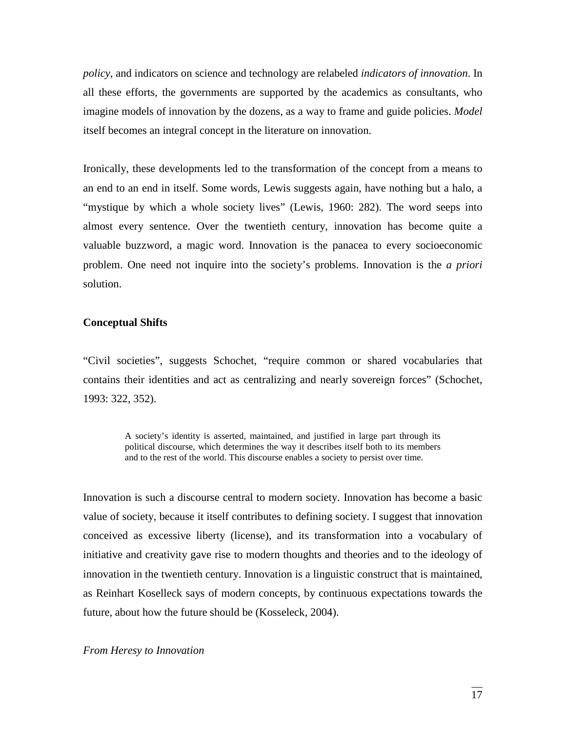*policy*, and indicators on science and technology are relabeled *indicators of innovation*. In all these efforts, the governments are supported by the academics as consultants, who imagine models of innovation by the dozens, as a way to frame and guide policies. *Model* itself becomes an integral concept in the literature on innovation.

Ironically, these developments led to the transformation of the concept from a means to an end to an end in itself. Some words, Lewis suggests again, have nothing but a halo, a "mystique by which a whole society lives" (Lewis, 1960: 282). The word seeps into almost every sentence. Over the twentieth century, innovation has become quite a valuable buzzword, a magic word. Innovation is the panacea to every socioeconomic problem. One need not inquire into the society's problems. Innovation is the *a priori* solution.

### Conceptual Shifts

"Civil societies", suggests Schochet, "require common or shared vocabularies that contains their identities and act as centralizing and nearly sovereign forces" (Schochet, 1993: 322, 352).

> A society's identity is asserted, maintained, and justified in large part through its political discourse, which determines the way it describes itself both to its members and to the rest of the world. This discourse enables a society to persist over time.

Innovation is such a discourse central to modern society. Innovation has become a basic value of society, because it itself contributes to defining society. I suggest that innovation conceived as excessive liberty (license), and its transformation into a vocabulary of initiative and creativity gave rise to modern thoughts and theories and to the ideology of innovation in the twentieth century. Innovation is a linguistic construct that is maintained, as Reinhart Koselleck says of modern concepts, by continuous expectations towards the future, about how the future should be (Kosseleck, 2004).

#### *From Heresy to Innovation*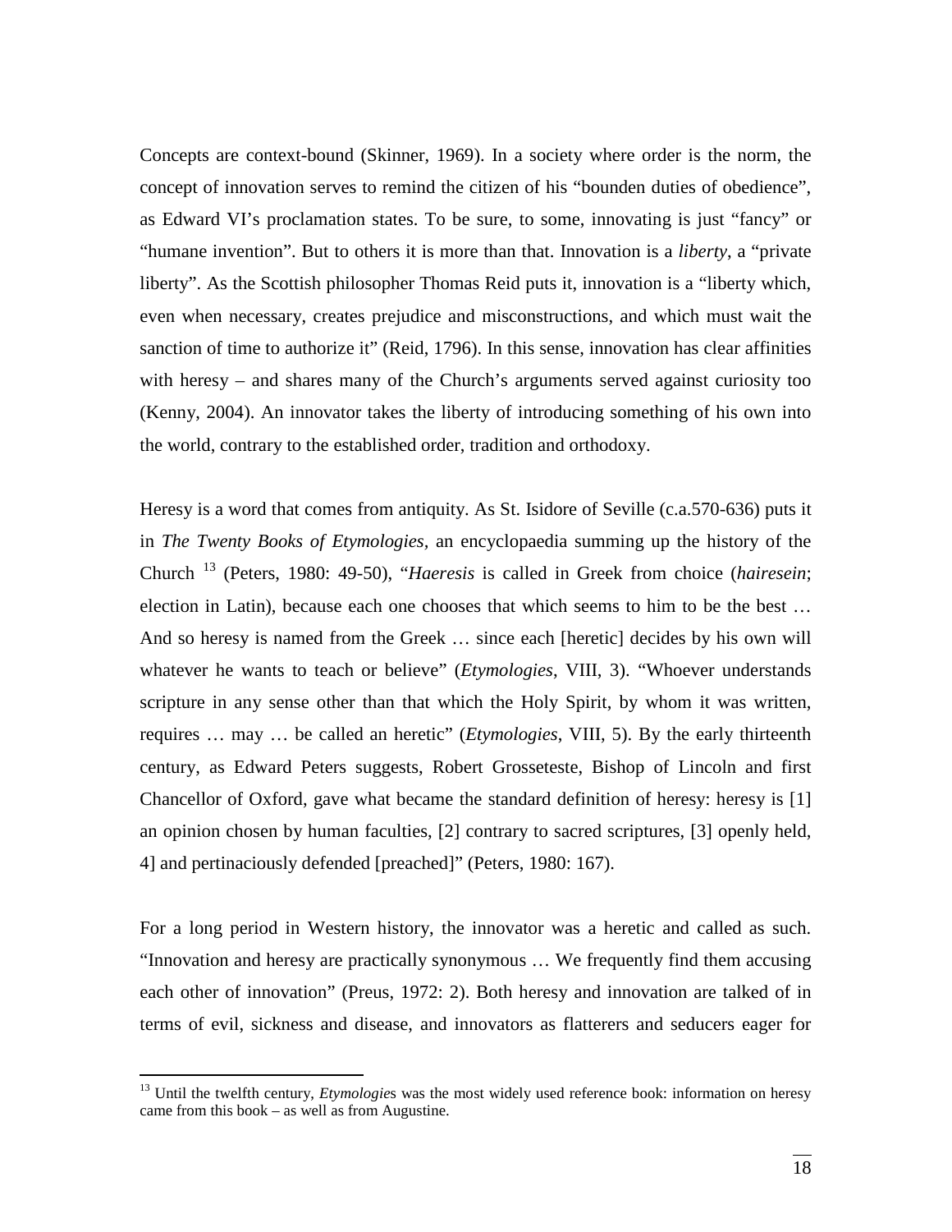Concepts are context-bound (Skinner, 1969). In a society where order is the norm, the concept of innovation serves to remind the citizen of his "bounden duties of obedience", as Edward VI's proclamation states. To be sure, to some, innovating is just "fancy" or "humane invention". But to others it is more than that. Innovation is a *liberty*, a "private liberty". As the Scottish philosopher Thomas Reid puts it, innovation is a "liberty which, even when necessary, creates prejudice and misconstructions, and which must wait the sanction of time to authorize it" (Reid, 1796). In this sense, innovation has clear affinities with heresy – and shares many of the Church's arguments served against curiosity too (Kenny, 2004). An innovator takes the liberty of introducing something of his own into the world, contrary to the established order, tradition and orthodoxy.

Heresy is a word that comes from antiquity. As St. Isidore of Seville (c.a.570-636) puts it in *The Twenty Books of Etymologies*, an encyclopaedia summing up the history of the Church [13] (Peters, 1980: 49-50), "*Haeresis* is called in Greek from choice (*hairesein*; election in Latin), because each one chooses that which seems to him to be the best … And so heresy is named from the Greek … since each [heretic] decides by his own will whatever he wants to teach or believe" (*Etymologies*, VIII, 3). "Whoever understands scripture in any sense other than that which the Holy Spirit, by whom it was written, requires … may … be called an heretic" (*Etymologies*, VIII, 5). By the early thirteenth century, as Edward Peters suggests, Robert Grosseteste, Bishop of Lincoln and first Chancellor of Oxford, gave what became the standard definition of heresy: heresy is [1] an opinion chosen by human faculties, [2] contrary to sacred scriptures, [3] openly held, 4] and pertinaciously defended [preached]" (Peters, 1980: 167).

For a long period in Western history, the innovator was a heretic and called as such. "Innovation and heresy are practically synonymous … We frequently find them accusing each other of innovation" (Preus, 1972: 2). Both heresy and innovation are talked of in terms of evil, sickness and disease, and innovators as flatterers and seducers eager for

---

[13] Until the twelfth century, *Etymologies* was the most widely used reference book: information on heresy came from this book – as well as from Augustine.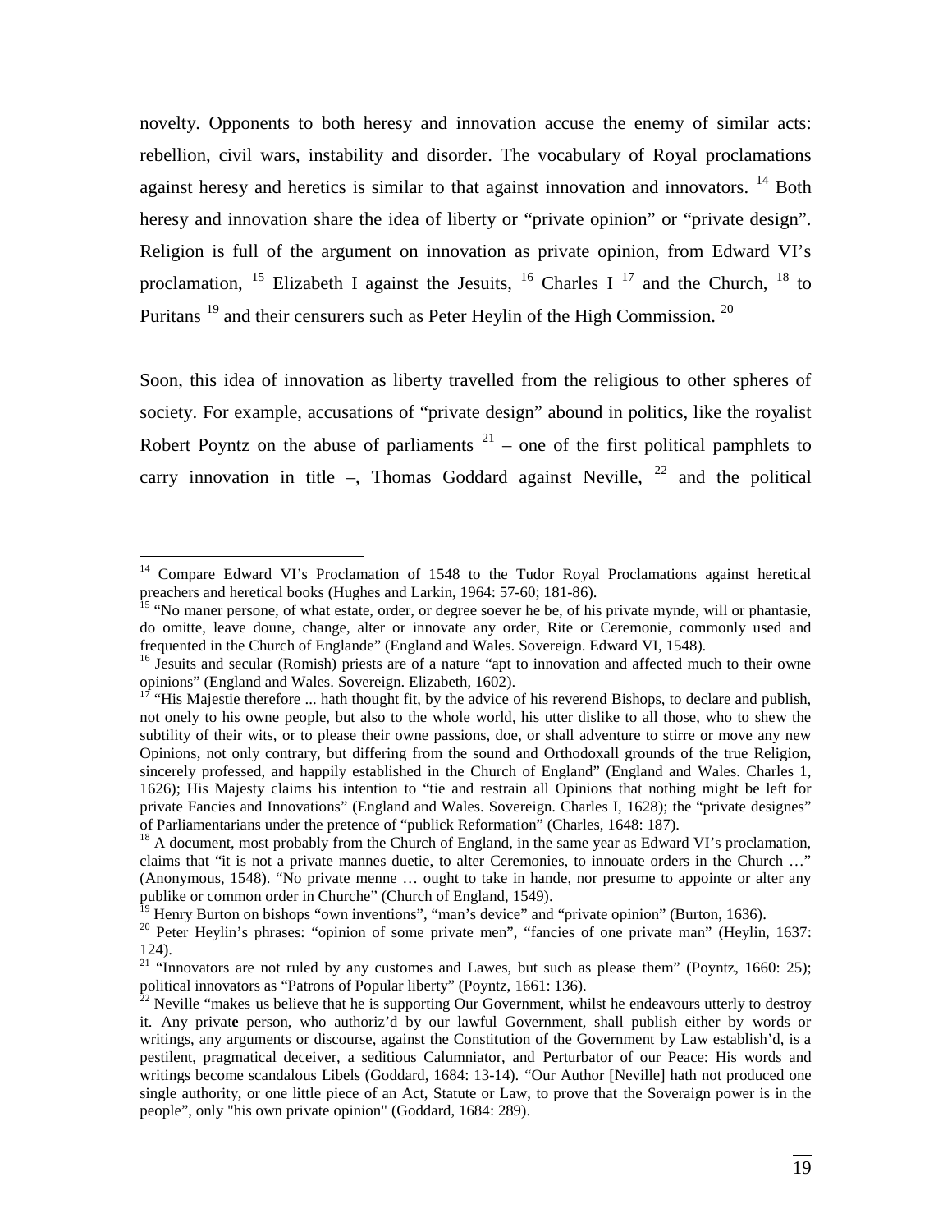novelty. Opponents to both heresy and innovation accuse the enemy of similar acts: rebellion, civil wars, instability and disorder. The vocabulary of Royal proclamations against heresy and heretics is similar to that against innovation and innovators. [14] Both heresy and innovation share the idea of liberty or "private opinion" or "private design". Religion is full of the argument on innovation as private opinion, from Edward VI's proclamation, [15] Elizabeth I against the Jesuits, [16] Charles I [17] and the Church, [18] to Puritans [19] and their censurers such as Peter Heylin of the High Commission. [20]

Soon, this idea of innovation as liberty travelled from the religious to other spheres of society. For example, accusations of "private design" abound in politics, like the royalist Robert Poyntz on the abuse of parliaments [21] – one of the first political pamphlets to carry innovation in title –, Thomas Goddard against Neville, [22] and the political

---

[14] Compare Edward VI's Proclamation of 1548 to the Tudor Royal Proclamations against heretical preachers and heretical books (Hughes and Larkin, 1964: 57-60; 181-86).

[15] "No maner persone, of what estate, order, or degree soever he be, of his private mynde, will or phantasie, do omitte, leave doune, change, alter or innovate any order, Rite or Ceremonie, commonly used and frequented in the Church of Englande" (England and Wales. Sovereign. Edward VI, 1548).

[16] Jesuits and secular (Romish) priests are of a nature "apt to innovation and affected much to their owne opinions" (England and Wales. Sovereign. Elizabeth, 1602).

[17] "His Majestie therefore ... hath thought fit, by the advice of his reverend Bishops, to declare and publish, not onely to his owne people, but also to the whole world, his utter dislike to all those, who to shew the subtility of their wits, or to please their owne passions, doe, or shall adventure to stirre or move any new Opinions, not only contrary, but differing from the sound and Orthodoxall grounds of the true Religion, sincerely professed, and happily established in the Church of England" (England and Wales. Charles 1, 1626); His Majesty claims his intention to "tie and restrain all Opinions that nothing might be left for private Fancies and Innovations" (England and Wales. Sovereign. Charles I, 1628); the "private designes" of Parliamentarians under the pretence of "publick Reformation" (Charles, 1648: 187).

[18] A document, most probably from the Church of England, in the same year as Edward VI's proclamation, claims that "it is not a private mannes duetie, to alter Ceremonies, to innouate orders in the Church …" (Anonymous, 1548). "No private menne … ought to take in hande, nor presume to appointe or alter any publike or common order in Churche" (Church of England, 1549).

[19] Henry Burton on bishops "own inventions", "man's device" and "private opinion" (Burton, 1636).

[20] Peter Heylin's phrases: "opinion of some private men", "fancies of one private man" (Heylin, 1637: 124).

[21] "Innovators are not ruled by any customes and Lawes, but such as please them" (Poyntz, 1660: 25); political innovators as "Patrons of Popular liberty" (Poyntz, 1661: 136).

[22] Neville "makes us believe that he is supporting Our Government, whilst he endeavours utterly to destroy it. Any privat**e** person, who authoriz'd by our lawful Government, shall publish either by words or writings, any arguments or discourse, against the Constitution of the Government by Law establish'd, is a pestilent, pragmatical deceiver, a seditious Calumniator, and Perturbator of our Peace: His words and writings become scandalous Libels (Goddard, 1684: 13-14). "Our Author [Neville] hath not produced one single authority, or one little piece of an Act, Statute or Law, to prove that the Soveraign power is in the people", only "his own private opinion" (Goddard, 1684: 289).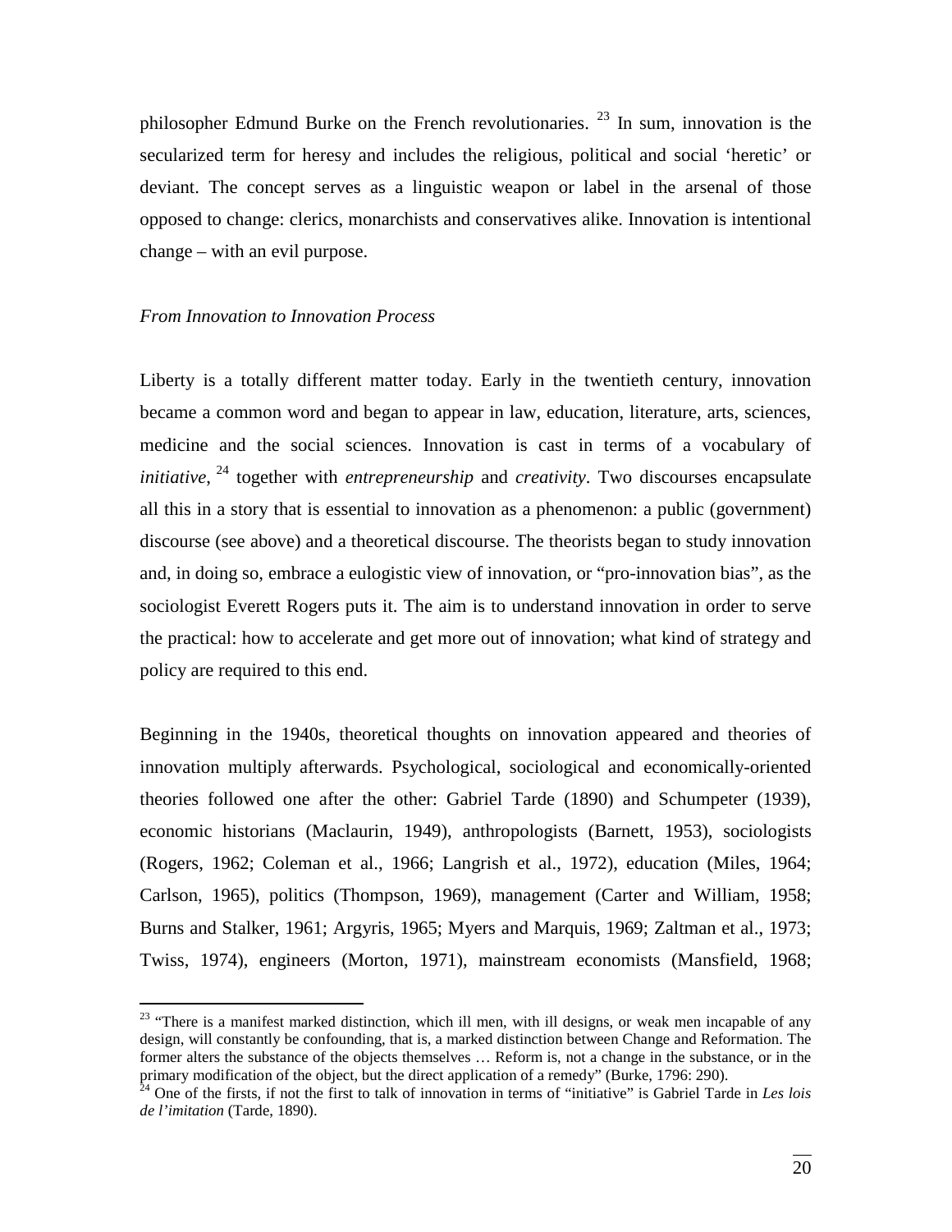philosopher Edmund Burke on the French revolutionaries. [23] In sum, innovation is the secularized term for heresy and includes the religious, political and social 'heretic' or deviant. The concept serves as a linguistic weapon or label in the arsenal of those opposed to change: clerics, monarchists and conservatives alike. Innovation is intentional change – with an evil purpose.

### *From Innovation to Innovation Process*

Liberty is a totally different matter today. Early in the twentieth century, innovation became a common word and began to appear in law, education, literature, arts, sciences, medicine and the social sciences. Innovation is cast in terms of a vocabulary of *initiative*, [24] together with *entrepreneurship* and *creativity*. Two discourses encapsulate all this in a story that is essential to innovation as a phenomenon: a public (government) discourse (see above) and a theoretical discourse. The theorists began to study innovation and, in doing so, embrace a eulogistic view of innovation, or "pro-innovation bias", as the sociologist Everett Rogers puts it. The aim is to understand innovation in order to serve the practical: how to accelerate and get more out of innovation; what kind of strategy and policy are required to this end.

Beginning in the 1940s, theoretical thoughts on innovation appeared and theories of innovation multiply afterwards. Psychological, sociological and economically-oriented theories followed one after the other: Gabriel Tarde (1890) and Schumpeter (1939), economic historians (Maclaurin, 1949), anthropologists (Barnett, 1953), sociologists (Rogers, 1962; Coleman et al., 1966; Langrish et al., 1972), education (Miles, 1964; Carlson, 1965), politics (Thompson, 1969), management (Carter and William, 1958; Burns and Stalker, 1961; Argyris, 1965; Myers and Marquis, 1969; Zaltman et al., 1973; Twiss, 1974), engineers (Morton, 1971), mainstream economists (Mansfield, 1968;

---

[23] "There is a manifest marked distinction, which ill men, with ill designs, or weak men incapable of any design, will constantly be confounding, that is, a marked distinction between Change and Reformation. The former alters the substance of the objects themselves … Reform is, not a change in the substance, or in the primary modification of the object, but the direct application of a remedy" (Burke, 1796: 290).

[24] One of the firsts, if not the first to talk of innovation in terms of "initiative" is Gabriel Tarde in *Les lois de l'imitation* (Tarde, 1890).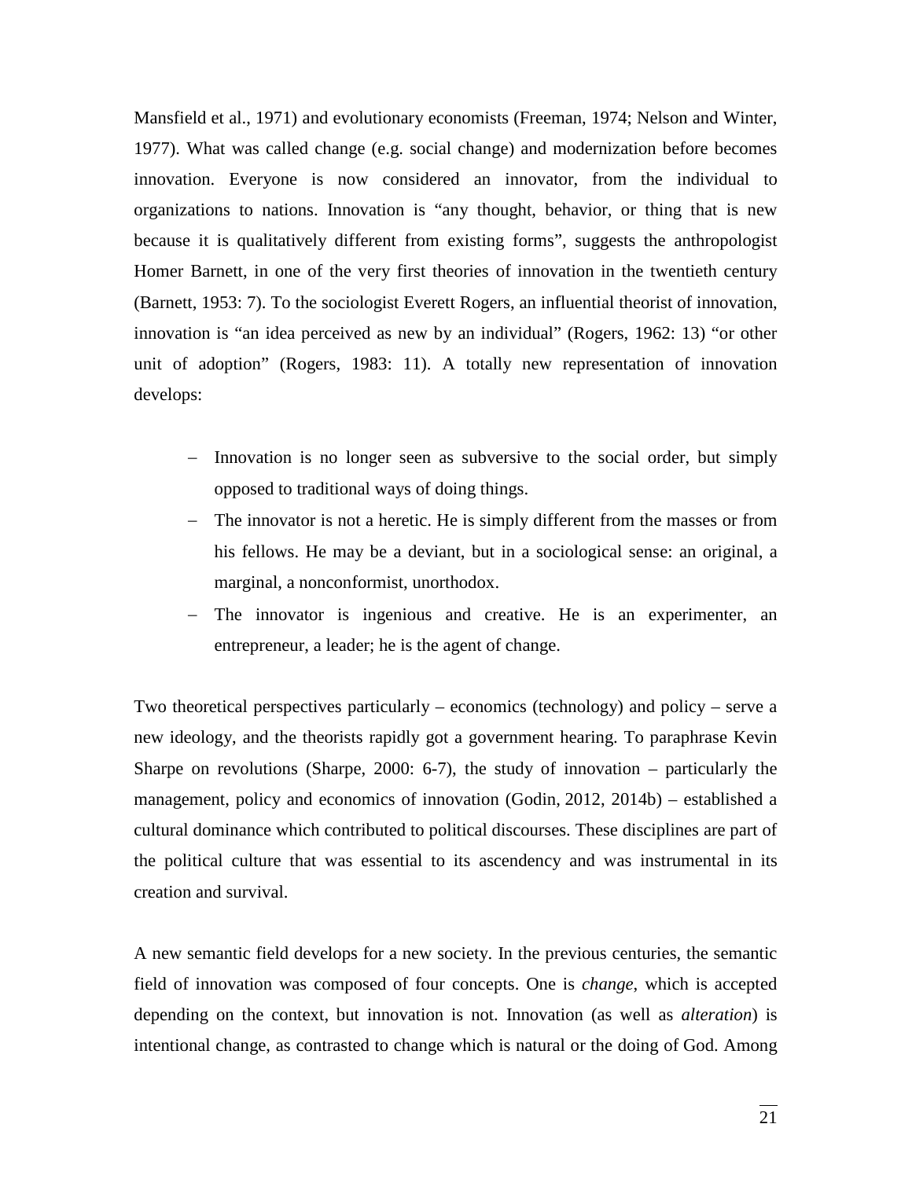Mansfield et al., 1971) and evolutionary economists (Freeman, 1974; Nelson and Winter, 1977). What was called change (e.g. social change) and modernization before becomes innovation. Everyone is now considered an innovator, from the individual to organizations to nations. Innovation is "any thought, behavior, or thing that is new because it is qualitatively different from existing forms", suggests the anthropologist Homer Barnett, in one of the very first theories of innovation in the twentieth century (Barnett, 1953: 7). To the sociologist Everett Rogers, an influential theorist of innovation, innovation is "an idea perceived as new by an individual" (Rogers, 1962: 13) "or other unit of adoption" (Rogers, 1983: 11). A totally new representation of innovation develops:

- Innovation is no longer seen as subversive to the social order, but simply opposed to traditional ways of doing things.
- The innovator is not a heretic. He is simply different from the masses or from his fellows. He may be a deviant, but in a sociological sense: an original, a marginal, a nonconformist, unorthodox.
- The innovator is ingenious and creative. He is an experimenter, an entrepreneur, a leader; he is the agent of change.

Two theoretical perspectives particularly – economics (technology) and policy – serve a new ideology, and the theorists rapidly got a government hearing. To paraphrase Kevin Sharpe on revolutions (Sharpe, 2000: 6-7), the study of innovation – particularly the management, policy and economics of innovation (Godin, 2012, 2014b) – established a cultural dominance which contributed to political discourses. These disciplines are part of the political culture that was essential to its ascendency and was instrumental in its creation and survival.

A new semantic field develops for a new society. In the previous centuries, the semantic field of innovation was composed of four concepts. One is *change*, which is accepted depending on the context, but innovation is not. Innovation (as well as *alteration*) is intentional change, as contrasted to change which is natural or the doing of God. Among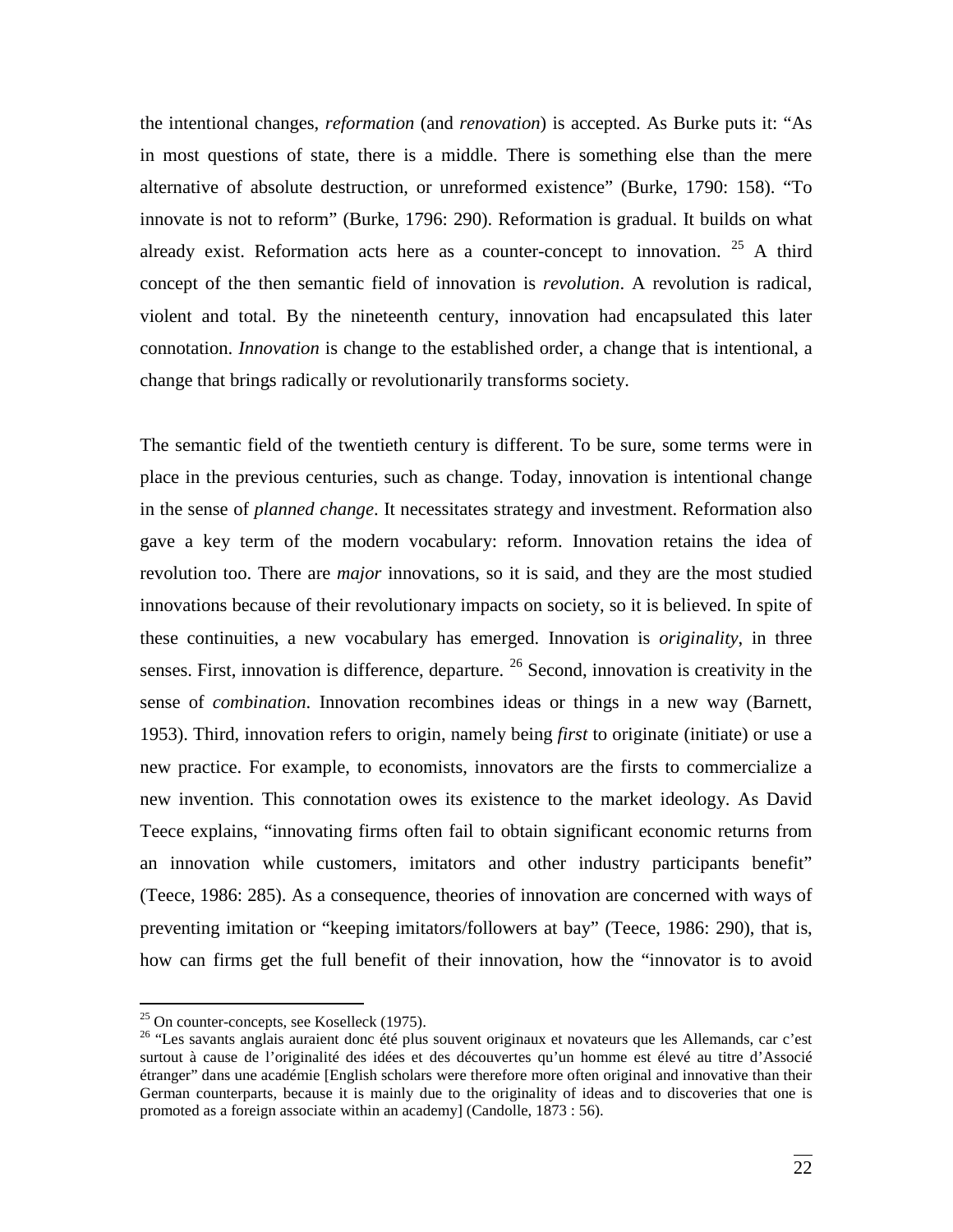the intentional changes, *reformation* (and *renovation*) is accepted. As Burke puts it: "As in most questions of state, there is a middle. There is something else than the mere alternative of absolute destruction, or unreformed existence" (Burke, 1790: 158). "To innovate is not to reform" (Burke, 1796: 290). Reformation is gradual. It builds on what already exist. Reformation acts here as a counter-concept to innovation. [25] A third concept of the then semantic field of innovation is *revolution*. A revolution is radical, violent and total. By the nineteenth century, innovation had encapsulated this later connotation. *Innovation* is change to the established order, a change that is intentional, a change that brings radically or revolutionarily transforms society.

The semantic field of the twentieth century is different. To be sure, some terms were in place in the previous centuries, such as change. Today, innovation is intentional change in the sense of *planned change*. It necessitates strategy and investment. Reformation also gave a key term of the modern vocabulary: reform. Innovation retains the idea of revolution too. There are *major* innovations, so it is said, and they are the most studied innovations because of their revolutionary impacts on society, so it is believed. In spite of these continuities, a new vocabulary has emerged. Innovation is *originality*, in three senses. First, innovation is difference, departure. [26] Second, innovation is creativity in the sense of *combination*. Innovation recombines ideas or things in a new way (Barnett, 1953). Third, innovation refers to origin, namely being *first* to originate (initiate) or use a new practice. For example, to economists, innovators are the firsts to commercialize a new invention. This connotation owes its existence to the market ideology. As David Teece explains, "innovating firms often fail to obtain significant economic returns from an innovation while customers, imitators and other industry participants benefit" (Teece, 1986: 285). As a consequence, theories of innovation are concerned with ways of preventing imitation or "keeping imitators/followers at bay" (Teece, 1986: 290), that is, how can firms get the full benefit of their innovation, how the "innovator is to avoid

---

[25] On counter-concepts, see Koselleck (1975).

[26] "Les savants anglais auraient donc été plus souvent originaux et novateurs que les Allemands, car c'est surtout à cause de l'originalité des idées et des découvertes qu'un homme est élevé au titre d'Associé étranger" dans une académie [English scholars were therefore more often original and innovative than their German counterparts, because it is mainly due to the originality of ideas and to discoveries that one is promoted as a foreign associate within an academy] (Candolle, 1873 : 56).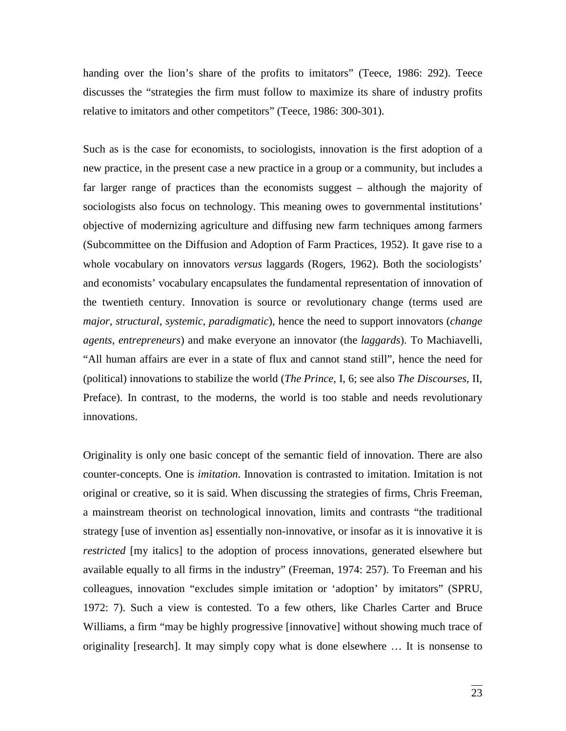handing over the lion's share of the profits to imitators" (Teece, 1986: 292). Teece discusses the "strategies the firm must follow to maximize its share of industry profits relative to imitators and other competitors" (Teece, 1986: 300-301).

Such as is the case for economists, to sociologists, innovation is the first adoption of a new practice, in the present case a new practice in a group or a community, but includes a far larger range of practices than the economists suggest – although the majority of sociologists also focus on technology. This meaning owes to governmental institutions' objective of modernizing agriculture and diffusing new farm techniques among farmers (Subcommittee on the Diffusion and Adoption of Farm Practices, 1952). It gave rise to a whole vocabulary on innovators *versus* laggards (Rogers, 1962). Both the sociologists' and economists' vocabulary encapsulates the fundamental representation of innovation of the twentieth century. Innovation is source or revolutionary change (terms used are *major*, *structural*, *systemic*, *paradigmatic*), hence the need to support innovators (*change agents*, *entrepreneurs*) and make everyone an innovator (the *laggards*). To Machiavelli, "All human affairs are ever in a state of flux and cannot stand still", hence the need for (political) innovations to stabilize the world (*The Prince*, I, 6; see also *The Discourses*, II, Preface). In contrast, to the moderns, the world is too stable and needs revolutionary innovations.

Originality is only one basic concept of the semantic field of innovation. There are also counter-concepts. One is *imitation*. Innovation is contrasted to imitation. Imitation is not original or creative, so it is said. When discussing the strategies of firms, Chris Freeman, a mainstream theorist on technological innovation, limits and contrasts "the traditional strategy [use of invention as] essentially non-innovative, or insofar as it is innovative it is *restricted* [my italics] to the adoption of process innovations, generated elsewhere but available equally to all firms in the industry" (Freeman, 1974: 257). To Freeman and his colleagues, innovation "excludes simple imitation or 'adoption' by imitators" (SPRU, 1972: 7). Such a view is contested. To a few others, like Charles Carter and Bruce Williams, a firm "may be highly progressive [innovative] without showing much trace of originality [research]. It may simply copy what is done elsewhere … It is nonsense to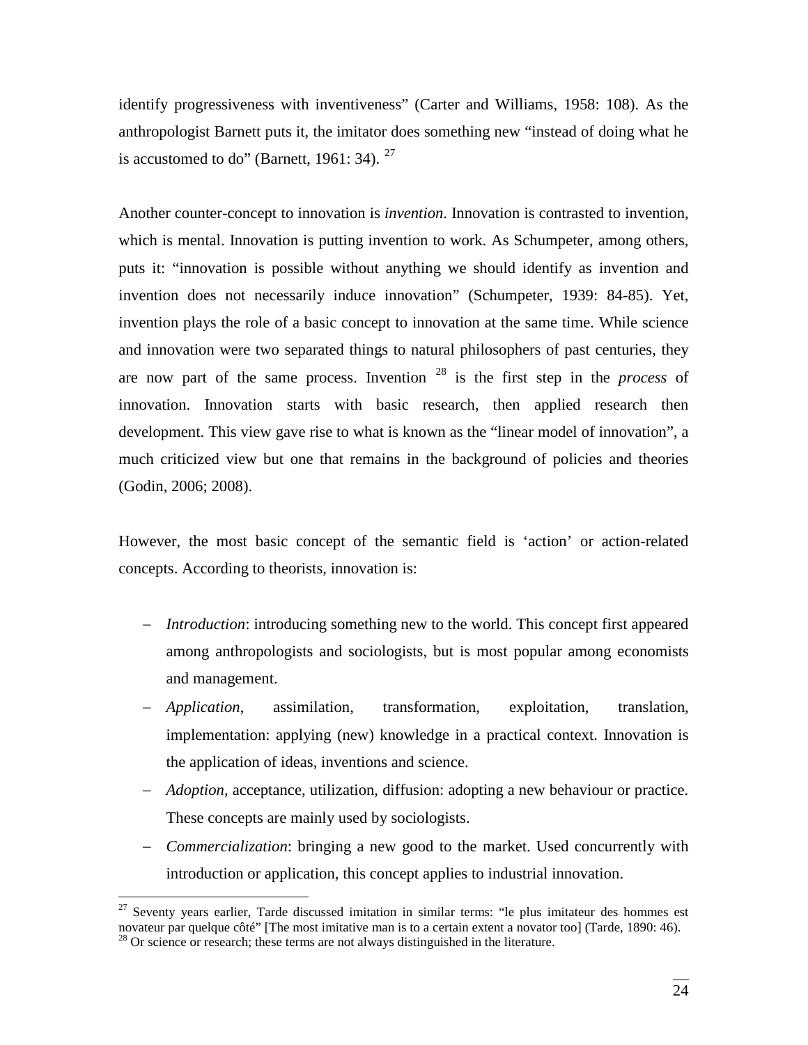identify progressiveness with inventiveness" (Carter and Williams, 1958: 108). As the anthropologist Barnett puts it, the imitator does something new "instead of doing what he is accustomed to do" (Barnett, 1961: 34). [27]

Another counter-concept to innovation is *invention*. Innovation is contrasted to invention, which is mental. Innovation is putting invention to work. As Schumpeter, among others, puts it: "innovation is possible without anything we should identify as invention and invention does not necessarily induce innovation" (Schumpeter, 1939: 84-85). Yet, invention plays the role of a basic concept to innovation at the same time. While science and innovation were two separated things to natural philosophers of past centuries, they are now part of the same process. Invention [28] is the first step in the *process* of innovation. Innovation starts with basic research, then applied research then development. This view gave rise to what is known as the "linear model of innovation", a much criticized view but one that remains in the background of policies and theories (Godin, 2006; 2008).

However, the most basic concept of the semantic field is 'action' or action-related concepts. According to theorists, innovation is:

- *Introduction*: introducing something new to the world. This concept first appeared among anthropologists and sociologists, but is most popular among economists and management.
- *Application*, assimilation, transformation, exploitation, translation, implementation: applying (new) knowledge in a practical context. Innovation is the application of ideas, inventions and science.
- *Adoption*, acceptance, utilization, diffusion: adopting a new behaviour or practice. These concepts are mainly used by sociologists.
- *Commercialization*: bringing a new good to the market. Used concurrently with introduction or application, this concept applies to industrial innovation.

---

[27] Seventy years earlier, Tarde discussed imitation in similar terms: "le plus imitateur des hommes est novateur par quelque côté" [The most imitative man is to a certain extent a novator too] (Tarde, 1890: 46).

[28] Or science or research; these terms are not always distinguished in the literature.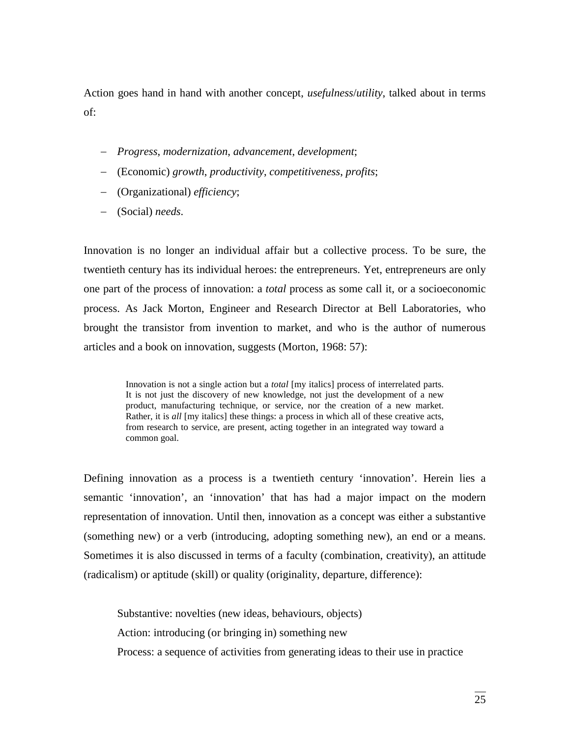Action goes hand in hand with another concept, *usefulness*/*utility*, talked about in terms of:

- *Progress*, *modernization*, *advancement*, *development*;
- (Economic) *growth*, *productivity*, *competitiveness*, *profits*;
- (Organizational) *efficiency*;
- (Social) *needs*.

Innovation is no longer an individual affair but a collective process. To be sure, the twentieth century has its individual heroes: the entrepreneurs. Yet, entrepreneurs are only one part of the process of innovation: a *total* process as some call it, or a socioeconomic process. As Jack Morton, Engineer and Research Director at Bell Laboratories, who brought the transistor from invention to market, and who is the author of numerous articles and a book on innovation, suggests (Morton, 1968: 57):

> Innovation is not a single action but a *total* [my italics] process of interrelated parts. It is not just the discovery of new knowledge, not just the development of a new product, manufacturing technique, or service, nor the creation of a new market. Rather, it is *all* [my italics] these things: a process in which all of these creative acts, from research to service, are present, acting together in an integrated way toward a common goal.

Defining innovation as a process is a twentieth century 'innovation'. Herein lies a semantic 'innovation', an 'innovation' that has had a major impact on the modern representation of innovation. Until then, innovation as a concept was either a substantive (something new) or a verb (introducing, adopting something new), an end or a means. Sometimes it is also discussed in terms of a faculty (combination, creativity), an attitude (radicalism) or aptitude (skill) or quality (originality, departure, difference):

Substantive: novelties (new ideas, behaviours, objects)
Action: introducing (or bringing in) something new
Process: a sequence of activities from generating ideas to their use in practice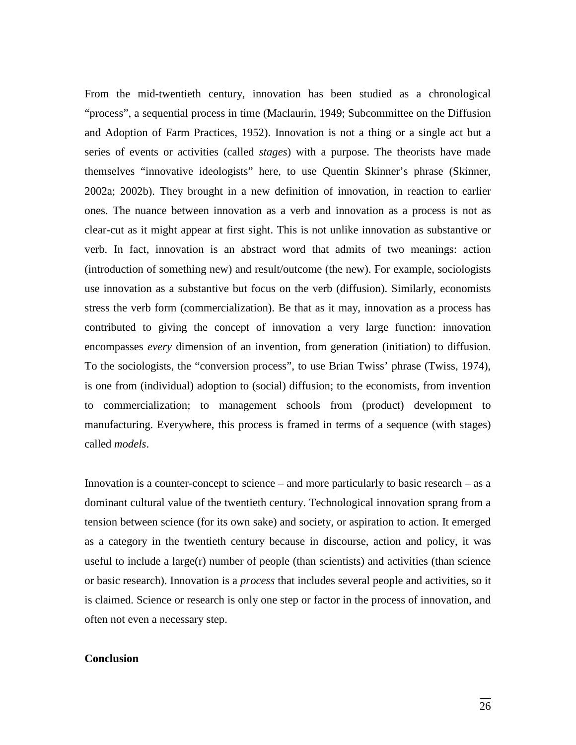From the mid-twentieth century, innovation has been studied as a chronological "process", a sequential process in time (Maclaurin, 1949; Subcommittee on the Diffusion and Adoption of Farm Practices, 1952). Innovation is not a thing or a single act but a series of events or activities (called *stages*) with a purpose. The theorists have made themselves "innovative ideologists" here, to use Quentin Skinner's phrase (Skinner, 2002a; 2002b). They brought in a new definition of innovation, in reaction to earlier ones. The nuance between innovation as a verb and innovation as a process is not as clear-cut as it might appear at first sight. This is not unlike innovation as substantive or verb. In fact, innovation is an abstract word that admits of two meanings: action (introduction of something new) and result/outcome (the new). For example, sociologists use innovation as a substantive but focus on the verb (diffusion). Similarly, economists stress the verb form (commercialization). Be that as it may, innovation as a process has contributed to giving the concept of innovation a very large function: innovation encompasses *every* dimension of an invention, from generation (initiation) to diffusion. To the sociologists, the "conversion process", to use Brian Twiss' phrase (Twiss, 1974), is one from (individual) adoption to (social) diffusion; to the economists, from invention to commercialization; to management schools from (product) development to manufacturing. Everywhere, this process is framed in terms of a sequence (with stages) called *models*.

Innovation is a counter-concept to science – and more particularly to basic research – as a dominant cultural value of the twentieth century. Technological innovation sprang from a tension between science (for its own sake) and society, or aspiration to action. It emerged as a category in the twentieth century because in discourse, action and policy, it was useful to include a large(r) number of people (than scientists) and activities (than science or basic research). Innovation is a *process* that includes several people and activities, so it is claimed. Science or research is only one step or factor in the process of innovation, and often not even a necessary step.

**Conclusion**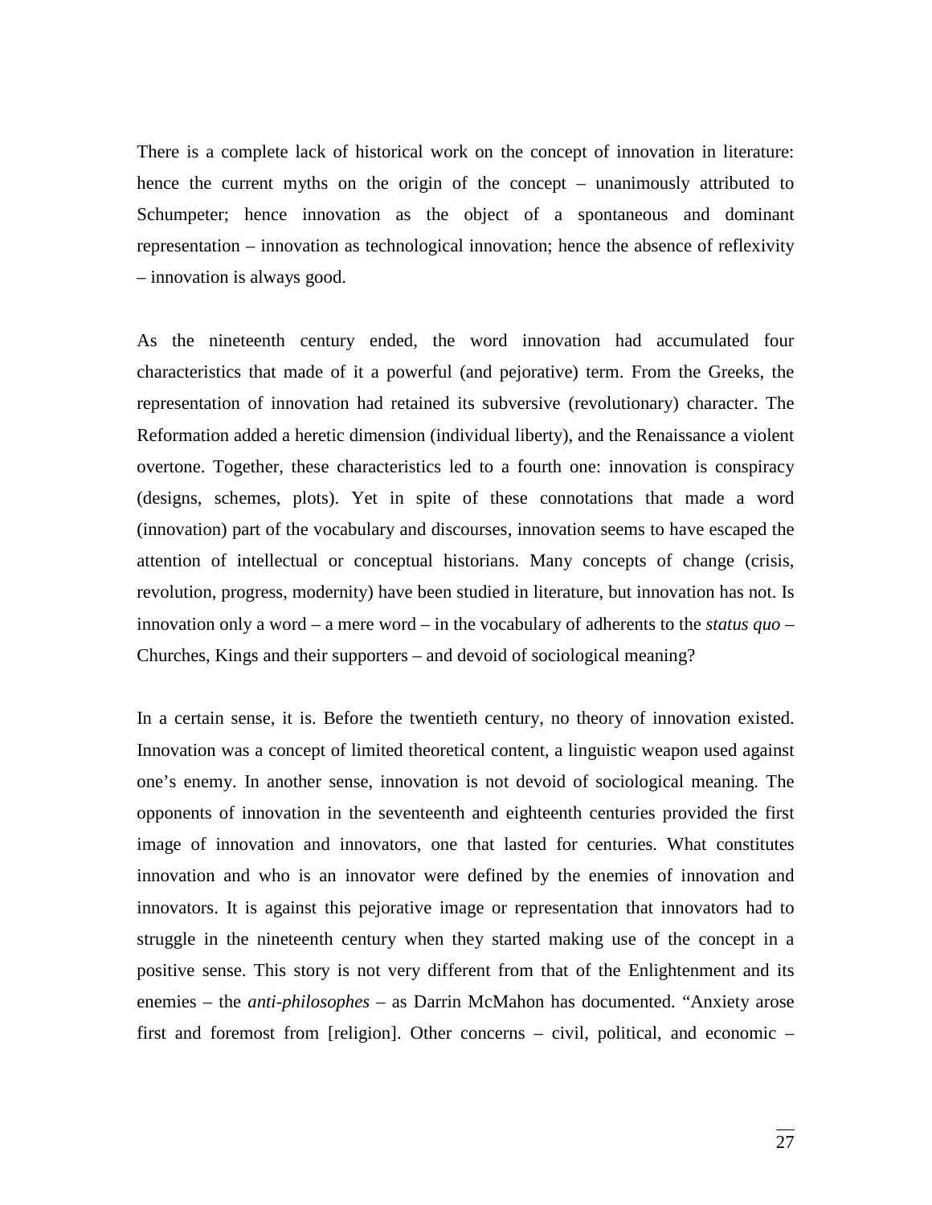There is a complete lack of historical work on the concept of innovation in literature: hence the current myths on the origin of the concept – unanimously attributed to Schumpeter; hence innovation as the object of a spontaneous and dominant representation – innovation as technological innovation; hence the absence of reflexivity – innovation is always good.

As the nineteenth century ended, the word innovation had accumulated four characteristics that made of it a powerful (and pejorative) term. From the Greeks, the representation of innovation had retained its subversive (revolutionary) character. The Reformation added a heretic dimension (individual liberty), and the Renaissance a violent overtone. Together, these characteristics led to a fourth one: innovation is conspiracy (designs, schemes, plots). Yet in spite of these connotations that made a word (innovation) part of the vocabulary and discourses, innovation seems to have escaped the attention of intellectual or conceptual historians. Many concepts of change (crisis, revolution, progress, modernity) have been studied in literature, but innovation has not. Is innovation only a word – a mere word – in the vocabulary of adherents to the *status quo* – Churches, Kings and their supporters – and devoid of sociological meaning?

In a certain sense, it is. Before the twentieth century, no theory of innovation existed. Innovation was a concept of limited theoretical content, a linguistic weapon used against one's enemy. In another sense, innovation is not devoid of sociological meaning. The opponents of innovation in the seventeenth and eighteenth centuries provided the first image of innovation and innovators, one that lasted for centuries. What constitutes innovation and who is an innovator were defined by the enemies of innovation and innovators. It is against this pejorative image or representation that innovators had to struggle in the nineteenth century when they started making use of the concept in a positive sense. This story is not very different from that of the Enlightenment and its enemies – the *anti-philosophes* – as Darrin McMahon has documented. "Anxiety arose first and foremost from [religion]. Other concerns – civil, political, and economic –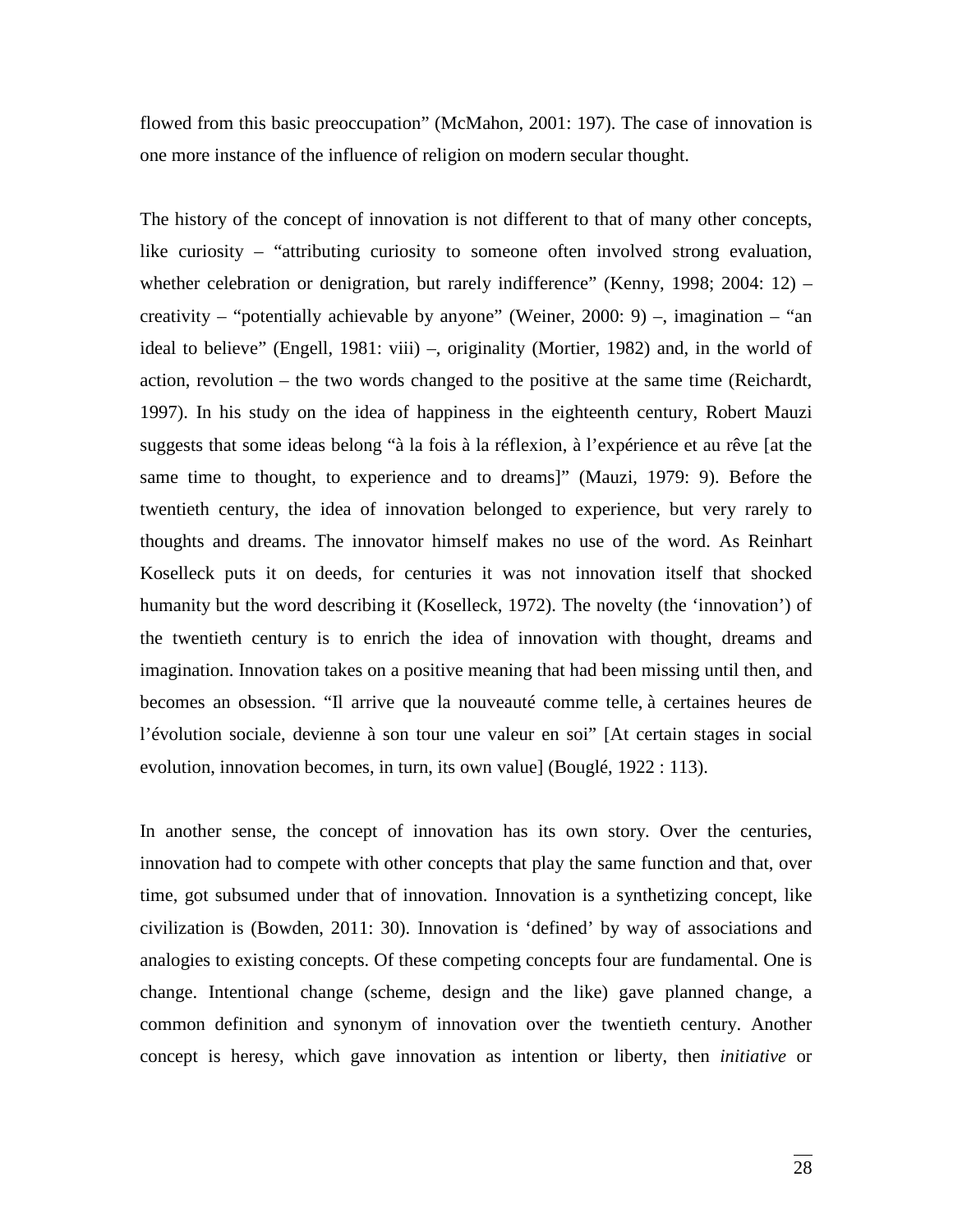flowed from this basic preoccupation" (McMahon, 2001: 197). The case of innovation is one more instance of the influence of religion on modern secular thought.

The history of the concept of innovation is not different to that of many other concepts, like curiosity – "attributing curiosity to someone often involved strong evaluation, whether celebration or denigration, but rarely indifference" (Kenny, 1998; 2004: 12) – creativity – "potentially achievable by anyone" (Weiner, 2000: 9) –, imagination – "an ideal to believe" (Engell, 1981: viii) –, originality (Mortier, 1982) and, in the world of action, revolution – the two words changed to the positive at the same time (Reichardt, 1997). In his study on the idea of happiness in the eighteenth century, Robert Mauzi suggests that some ideas belong "à la fois à la réflexion, à l'expérience et au rêve [at the same time to thought, to experience and to dreams]" (Mauzi, 1979: 9). Before the twentieth century, the idea of innovation belonged to experience, but very rarely to thoughts and dreams. The innovator himself makes no use of the word. As Reinhart Koselleck puts it on deeds, for centuries it was not innovation itself that shocked humanity but the word describing it (Koselleck, 1972). The novelty (the 'innovation') of the twentieth century is to enrich the idea of innovation with thought, dreams and imagination. Innovation takes on a positive meaning that had been missing until then, and becomes an obsession. "Il arrive que la nouveauté comme telle, à certaines heures de l'évolution sociale, devienne à son tour une valeur en soi" [At certain stages in social evolution, innovation becomes, in turn, its own value] (Bouglé, 1922 : 113).

In another sense, the concept of innovation has its own story. Over the centuries, innovation had to compete with other concepts that play the same function and that, over time, got subsumed under that of innovation. Innovation is a synthetizing concept, like civilization is (Bowden, 2011: 30). Innovation is 'defined' by way of associations and analogies to existing concepts. Of these competing concepts four are fundamental. One is change. Intentional change (scheme, design and the like) gave planned change, a common definition and synonym of innovation over the twentieth century. Another concept is heresy, which gave innovation as intention or liberty, then *initiative* or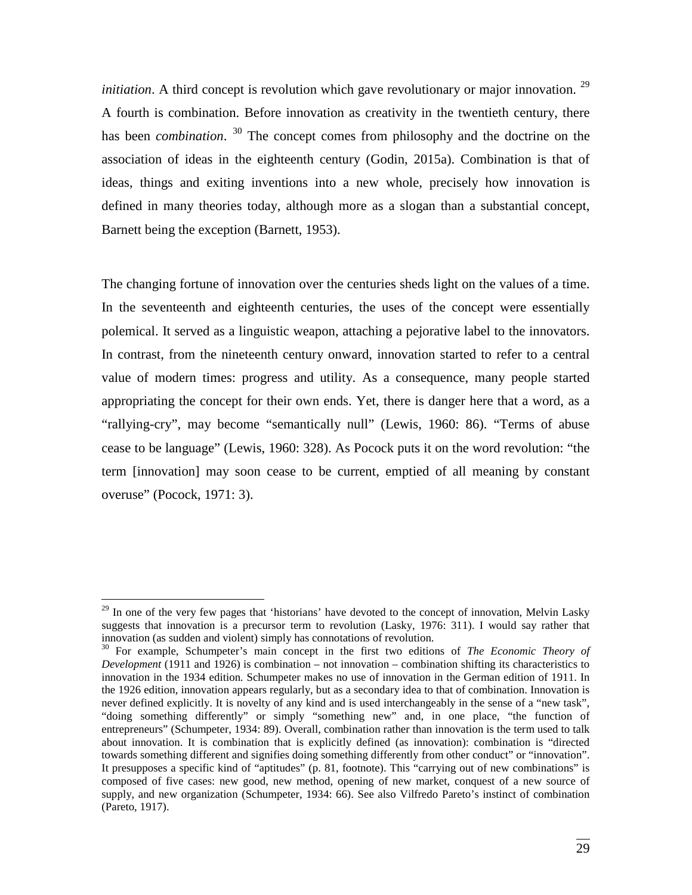*initiation*. A third concept is revolution which gave revolutionary or major innovation. [29] A fourth is combination. Before innovation as creativity in the twentieth century, there has been *combination*. [30] The concept comes from philosophy and the doctrine on the association of ideas in the eighteenth century (Godin, 2015a). Combination is that of ideas, things and exiting inventions into a new whole, precisely how innovation is defined in many theories today, although more as a slogan than a substantial concept, Barnett being the exception (Barnett, 1953).

The changing fortune of innovation over the centuries sheds light on the values of a time. In the seventeenth and eighteenth centuries, the uses of the concept were essentially polemical. It served as a linguistic weapon, attaching a pejorative label to the innovators. In contrast, from the nineteenth century onward, innovation started to refer to a central value of modern times: progress and utility. As a consequence, many people started appropriating the concept for their own ends. Yet, there is danger here that a word, as a "rallying-cry", may become "semantically null" (Lewis, 1960: 86). "Terms of abuse cease to be language" (Lewis, 1960: 328). As Pocock puts it on the word revolution: "the term [innovation] may soon cease to be current, emptied of all meaning by constant overuse" (Pocock, 1971: 3).

---

[29] In one of the very few pages that 'historians' have devoted to the concept of innovation, Melvin Lasky suggests that innovation is a precursor term to revolution (Lasky, 1976: 311). I would say rather that innovation (as sudden and violent) simply has connotations of revolution.

[30] For example, Schumpeter's main concept in the first two editions of *The Economic Theory of Development* (1911 and 1926) is combination – not innovation – combination shifting its characteristics to innovation in the 1934 edition. Schumpeter makes no use of innovation in the German edition of 1911. In the 1926 edition, innovation appears regularly, but as a secondary idea to that of combination. Innovation is never defined explicitly. It is novelty of any kind and is used interchangeably in the sense of a "new task", "doing something differently" or simply "something new" and, in one place, "the function of entrepreneurs" (Schumpeter, 1934: 89). Overall, combination rather than innovation is the term used to talk about innovation. It is combination that is explicitly defined (as innovation): combination is "directed towards something different and signifies doing something differently from other conduct" or "innovation". It presupposes a specific kind of "aptitudes" (p. 81, footnote). This "carrying out of new combinations" is composed of five cases: new good, new method, opening of new market, conquest of a new source of supply, and new organization (Schumpeter, 1934: 66). See also Vilfredo Pareto's instinct of combination (Pareto, 1917).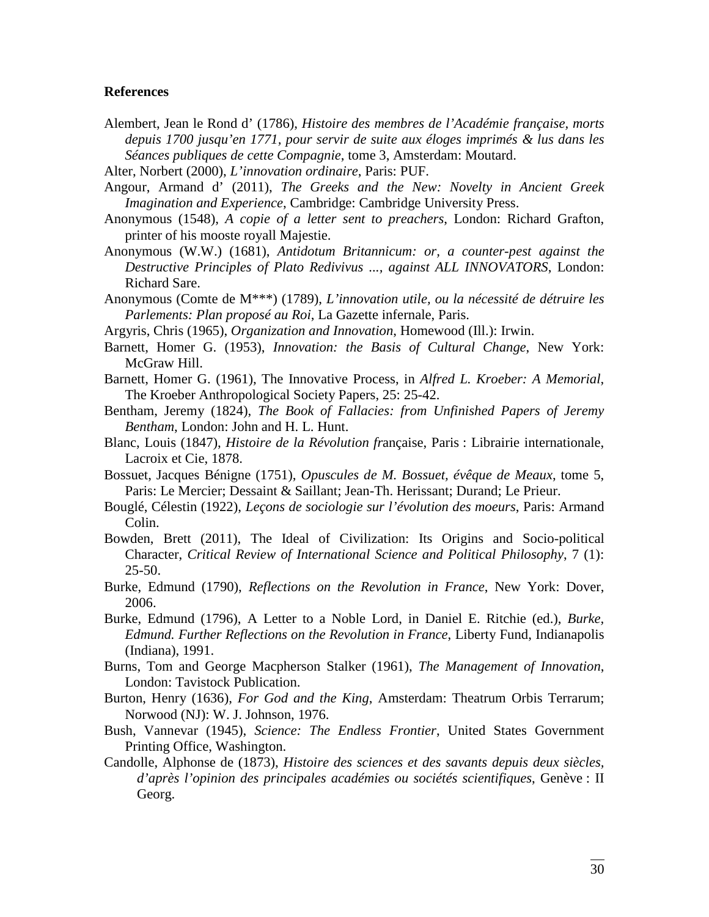**References**

Alembert, Jean le Rond d' (1786), *Histoire des membres de l'Académie française, morts depuis 1700 jusqu'en 1771, pour servir de suite aux éloges imprimés & lus dans les Séances publiques de cette Compagnie*, tome 3, Amsterdam: Moutard.

Alter, Norbert (2000), *L'innovation ordinaire*, Paris: PUF.

Angour, Armand d' (2011), *The Greeks and the New: Novelty in Ancient Greek Imagination and Experience*, Cambridge: Cambridge University Press.

Anonymous (1548), *A copie of a letter sent to preachers*, London: Richard Grafton, printer of his mooste royall Majestie.

Anonymous (W.W.) (1681), *Antidotum Britannicum: or, a counter-pest against the Destructive Principles of Plato Redivivus ..., against ALL INNOVATORS*, London: Richard Sare.

Anonymous (Comte de M***) (1789), *L'innovation utile, ou la nécessité de détruire les Parlements: Plan proposé au Roi*, La Gazette infernale, Paris.

Argyris, Chris (1965), *Organization and Innovation*, Homewood (Ill.): Irwin.

Barnett, Homer G. (1953), *Innovation: the Basis of Cultural Change*, New York: McGraw Hill.

Barnett, Homer G. (1961), The Innovative Process, in *Alfred L. Kroeber: A Memorial*, The Kroeber Anthropological Society Papers, 25: 25-42.

Bentham, Jeremy (1824), *The Book of Fallacies: from Unfinished Papers of Jeremy Bentham*, London: John and H. L. Hunt.

Blanc, Louis (1847), *Histoire de la Révolution fr*ançaise, Paris : Librairie internationale, Lacroix et Cie, 1878.

Bossuet, Jacques Bénigne (1751), *Opuscules de M. Bossuet, évêque de Meaux*, tome 5, Paris: Le Mercier; Dessaint & Saillant; Jean-Th. Herissant; Durand; Le Prieur.

Bouglé, Célestin (1922), *Leçons de sociologie sur l'évolution des moeurs*, Paris: Armand Colin.

Bowden, Brett (2011), The Ideal of Civilization: Its Origins and Socio-political Character, *Critical Review of International Science and Political Philosophy*, 7 (1): 25-50.

Burke, Edmund (1790), *Reflections on the Revolution in France*, New York: Dover, 2006.

Burke, Edmund (1796), A Letter to a Noble Lord, in Daniel E. Ritchie (ed.), *Burke, Edmund. Further Reflections on the Revolution in France*, Liberty Fund, Indianapolis (Indiana), 1991.

Burns, Tom and George Macpherson Stalker (1961), *The Management of Innovation*, London: Tavistock Publication.

Burton, Henry (1636), *For God and the King*, Amsterdam: Theatrum Orbis Terrarum; Norwood (NJ): W. J. Johnson, 1976.

Bush, Vannevar (1945), *Science: The Endless Frontier*, United States Government Printing Office, Washington.

Candolle, Alphonse de (1873), *Histoire des sciences et des savants depuis deux siècles, d'après l'opinion des principales académies ou sociétés scientifiques*, Genève : II Georg.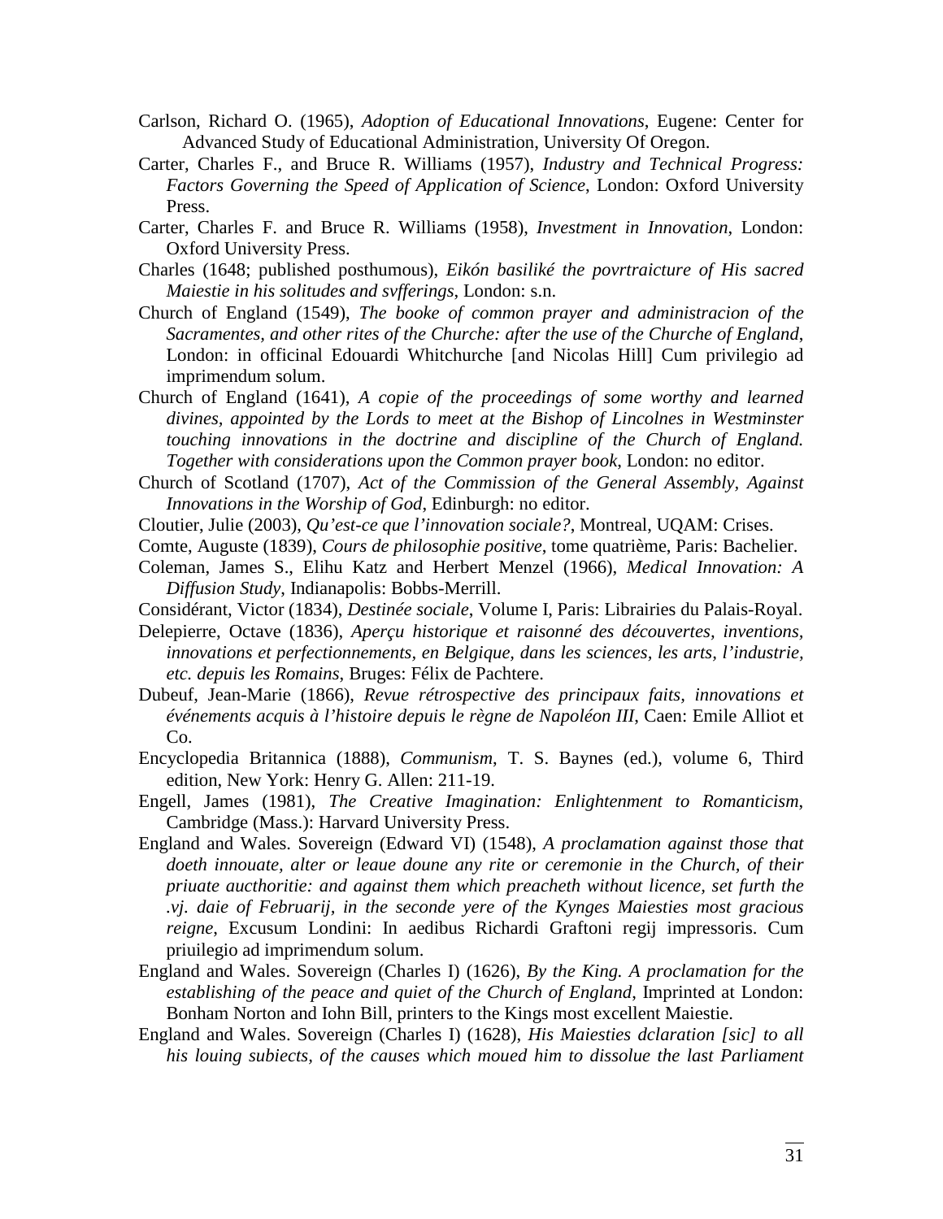Carlson, Richard O. (1965), *Adoption of Educational Innovations*, Eugene: Center for Advanced Study of Educational Administration, University Of Oregon.

Carter, Charles F., and Bruce R. Williams (1957), *Industry and Technical Progress: Factors Governing the Speed of Application of Science*, London: Oxford University Press.

Carter, Charles F. and Bruce R. Williams (1958), *Investment in Innovation*, London: Oxford University Press.

Charles (1648; published posthumous), *Eikón basiliké the povrtraicture of His sacred Maiestie in his solitudes and svfferings*, London: s.n.

Church of England (1549), *The booke of common prayer and administracion of the Sacramentes, and other rites of the Churche: after the use of the Churche of England*, London: in officinal Edouardi Whitchurche [and Nicolas Hill] Cum privilegio ad imprimendum solum.

Church of England (1641), *A copie of the proceedings of some worthy and learned divines, appointed by the Lords to meet at the Bishop of Lincolnes in Westminster touching innovations in the doctrine and discipline of the Church of England. Together with considerations upon the Common prayer book*, London: no editor.

Church of Scotland (1707), *Act of the Commission of the General Assembly, Against Innovations in the Worship of God*, Edinburgh: no editor.

Cloutier, Julie (2003), *Qu'est-ce que l'innovation sociale?*, Montreal, UQAM: Crises.

Comte, Auguste (1839), *Cours de philosophie positive*, tome quatrième, Paris: Bachelier.

Coleman, James S., Elihu Katz and Herbert Menzel (1966), *Medical Innovation: A Diffusion Study*, Indianapolis: Bobbs-Merrill.

Considérant, Victor (1834), *Destinée sociale*, Volume I, Paris: Librairies du Palais-Royal.

Delepierre, Octave (1836), *Aperçu historique et raisonné des découvertes, inventions, innovations et perfectionnements, en Belgique, dans les sciences, les arts, l'industrie, etc. depuis les Romains*, Bruges: Félix de Pachtere.

Dubeuf, Jean-Marie (1866), *Revue rétrospective des principaux faits, innovations et événements acquis à l'histoire depuis le règne de Napoléon III*, Caen: Emile Alliot et Co.

Encyclopedia Britannica (1888), *Communism*, T. S. Baynes (ed.), volume 6, Third edition, New York: Henry G. Allen: 211-19.

Engell, James (1981), *The Creative Imagination: Enlightenment to Romanticism*, Cambridge (Mass.): Harvard University Press.

England and Wales. Sovereign (Edward VI) (1548), *A proclamation against those that doeth innouate, alter or leaue doune any rite or ceremonie in the Church, of their priuate aucthoritie: and against them which preacheth without licence, set furth the .vj. daie of Februarij, in the seconde yere of the Kynges Maiesties most gracious reigne*, Excusum Londini: In aedibus Richardi Graftoni regij impressoris. Cum priuilegio ad imprimendum solum.

England and Wales. Sovereign (Charles I) (1626), *By the King. A proclamation for the establishing of the peace and quiet of the Church of England*, Imprinted at London: Bonham Norton and Iohn Bill, printers to the Kings most excellent Maiestie.

England and Wales. Sovereign (Charles I) (1628), *His Maiesties dclaration [sic] to all his louing subiects, of the causes which moued him to dissolue the last Parliament*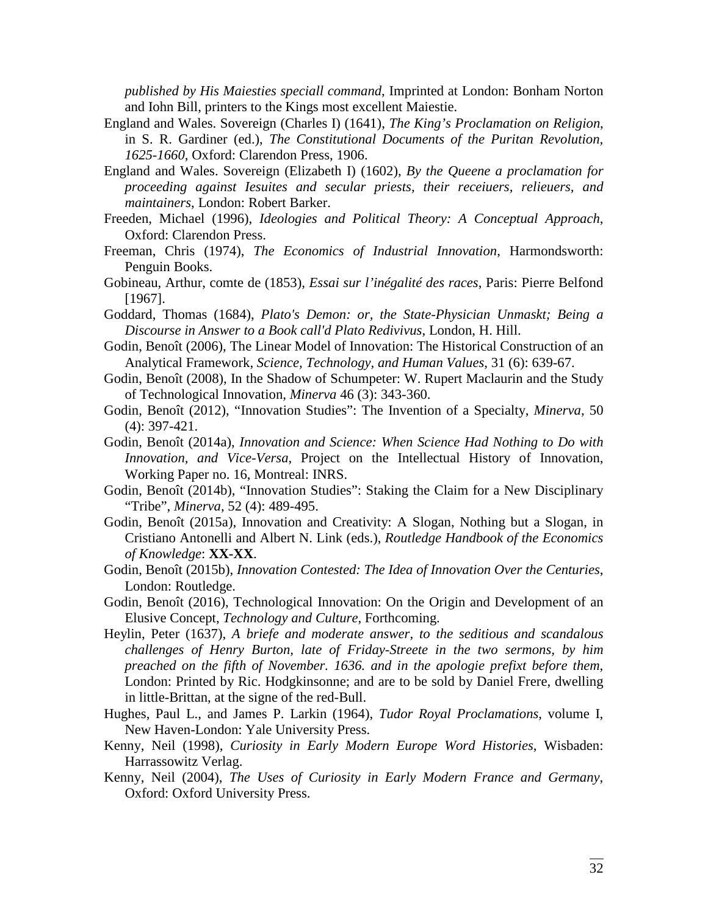*published by His Maiesties speciall command*, Imprinted at London: Bonham Norton and Iohn Bill, printers to the Kings most excellent Maiestie.

England and Wales. Sovereign (Charles I) (1641), *The King's Proclamation on Religion*, in S. R. Gardiner (ed.), *The Constitutional Documents of the Puritan Revolution, 1625-1660*, Oxford: Clarendon Press, 1906.

England and Wales. Sovereign (Elizabeth I) (1602), *By the Queene a proclamation for proceeding against Iesuites and secular priests, their receiuers, relieuers, and maintainers*, London: Robert Barker.

Freeden, Michael (1996), *Ideologies and Political Theory: A Conceptual Approach*, Oxford: Clarendon Press.

Freeman, Chris (1974), *The Economics of Industrial Innovation*, Harmondsworth: Penguin Books.

Gobineau, Arthur, comte de (1853), *Essai sur l'inégalité des races*, Paris: Pierre Belfond [1967].

Goddard, Thomas (1684), *Plato's Demon: or, the State-Physician Unmaskt; Being a Discourse in Answer to a Book call'd Plato Redivivus*, London, H. Hill.

Godin, Benoît (2006), The Linear Model of Innovation: The Historical Construction of an Analytical Framework, *Science, Technology, and Human Values*, 31 (6): 639-67.

Godin, Benoît (2008), In the Shadow of Schumpeter: W. Rupert Maclaurin and the Study of Technological Innovation, *Minerva* 46 (3): 343-360.

Godin, Benoît (2012), "Innovation Studies": The Invention of a Specialty, *Minerva*, 50 (4): 397-421.

Godin, Benoît (2014a), *Innovation and Science: When Science Had Nothing to Do with Innovation, and Vice-Versa*, Project on the Intellectual History of Innovation, Working Paper no. 16, Montreal: INRS.

Godin, Benoît (2014b), "Innovation Studies": Staking the Claim for a New Disciplinary "Tribe", *Minerva*, 52 (4): 489-495.

Godin, Benoît (2015a), Innovation and Creativity: A Slogan, Nothing but a Slogan, in Cristiano Antonelli and Albert N. Link (eds.), *Routledge Handbook of the Economics of Knowledge*: **XX-XX**.

Godin, Benoît (2015b), *Innovation Contested: The Idea of Innovation Over the Centuries*, London: Routledge.

Godin, Benoît (2016), Technological Innovation: On the Origin and Development of an Elusive Concept, *Technology and Culture*, Forthcoming.

Heylin, Peter (1637), *A briefe and moderate answer, to the seditious and scandalous challenges of Henry Burton, late of Friday-Streete in the two sermons, by him preached on the fifth of November. 1636. and in the apologie prefixt before them*, London: Printed by Ric. Hodgkinsonne; and are to be sold by Daniel Frere, dwelling in little-Brittan, at the signe of the red-Bull.

Hughes, Paul L., and James P. Larkin (1964), *Tudor Royal Proclamations*, volume I, New Haven-London: Yale University Press.

Kenny, Neil (1998), *Curiosity in Early Modern Europe Word Histories*, Wisbaden: Harrassowitz Verlag.

Kenny, Neil (2004), *The Uses of Curiosity in Early Modern France and Germany*, Oxford: Oxford University Press.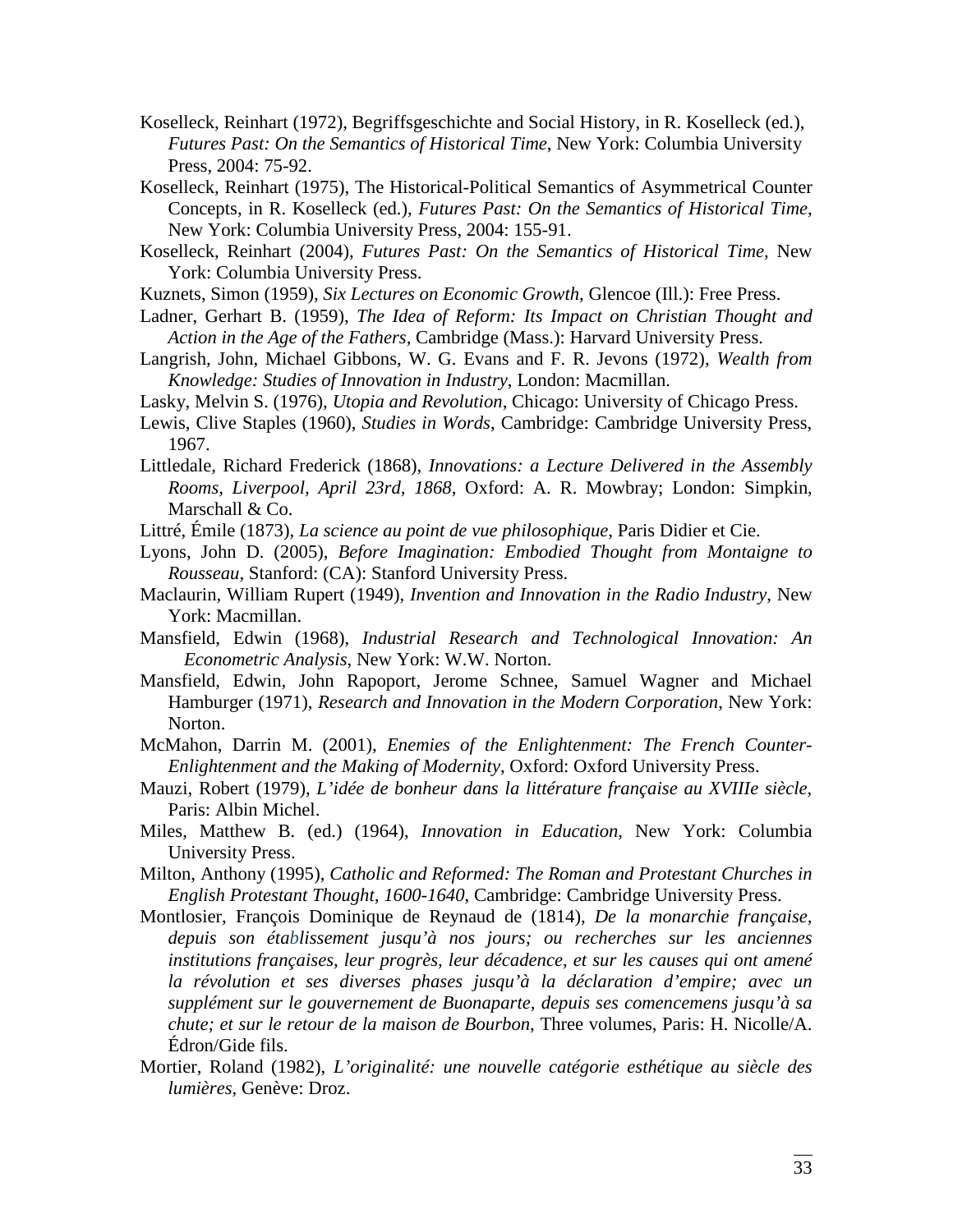Koselleck, Reinhart (1972), Begriffsgeschichte and Social History, in R. Koselleck (ed.), *Futures Past: On the Semantics of Historical Time*, New York: Columbia University Press, 2004: 75-92.

Koselleck, Reinhart (1975), The Historical-Political Semantics of Asymmetrical Counter Concepts, in R. Koselleck (ed.), *Futures Past: On the Semantics of Historical Time*, New York: Columbia University Press, 2004: 155-91.

Koselleck, Reinhart (2004), *Futures Past: On the Semantics of Historical Time*, New York: Columbia University Press.

Kuznets, Simon (1959), *Six Lectures on Economic Growth*, Glencoe (Ill.): Free Press.

Ladner, Gerhart B. (1959), *The Idea of Reform: Its Impact on Christian Thought and Action in the Age of the Fathers*, Cambridge (Mass.): Harvard University Press.

Langrish, John, Michael Gibbons, W. G. Evans and F. R. Jevons (1972), *Wealth from Knowledge: Studies of Innovation in Industry*, London: Macmillan.

Lasky, Melvin S. (1976), *Utopia and Revolution*, Chicago: University of Chicago Press.

Lewis, Clive Staples (1960), *Studies in Words*, Cambridge: Cambridge University Press, 1967.

Littledale, Richard Frederick (1868), *Innovations: a Lecture Delivered in the Assembly Rooms, Liverpool, April 23rd, 1868*, Oxford: A. R. Mowbray; London: Simpkin, Marschall & Co.

Littré, Émile (1873), *La science au point de vue philosophique*, Paris Didier et Cie.

Lyons, John D. (2005), *Before Imagination: Embodied Thought from Montaigne to Rousseau*, Stanford: (CA): Stanford University Press.

Maclaurin, William Rupert (1949), *Invention and Innovation in the Radio Industry*, New York: Macmillan.

Mansfield, Edwin (1968), *Industrial Research and Technological Innovation: An Econometric Analysis*, New York: W.W. Norton.

Mansfield, Edwin, John Rapoport, Jerome Schnee, Samuel Wagner and Michael Hamburger (1971), *Research and Innovation in the Modern Corporation*, New York: Norton.

McMahon, Darrin M. (2001), *Enemies of the Enlightenment: The French Counter-Enlightenment and the Making of Modernity*, Oxford: Oxford University Press.

Mauzi, Robert (1979), *L'idée de bonheur dans la littérature française au XVIIIe siècle*, Paris: Albin Michel.

Miles, Matthew B. (ed.) (1964), *Innovation in Education*, New York: Columbia University Press.

Milton, Anthony (1995), *Catholic and Reformed: The Roman and Protestant Churches in English Protestant Thought, 1600-1640*, Cambridge: Cambridge University Press.

Montlosier, François Dominique de Reynaud de (1814), *De la monarchie française, depuis son établissement jusqu'à nos jours; ou recherches sur les anciennes institutions françaises, leur progrès, leur décadence, et sur les causes qui ont amené la révolution et ses diverses phases jusqu'à la déclaration d'empire; avec un supplément sur le gouvernement de Buonaparte, depuis ses comencemens jusqu'à sa chute; et sur le retour de la maison de Bourbon*, Three volumes, Paris: H. Nicolle/A. Édron/Gide fils.

Mortier, Roland (1982), *L'originalité: une nouvelle catégorie esthétique au siècle des lumières*, Genève: Droz.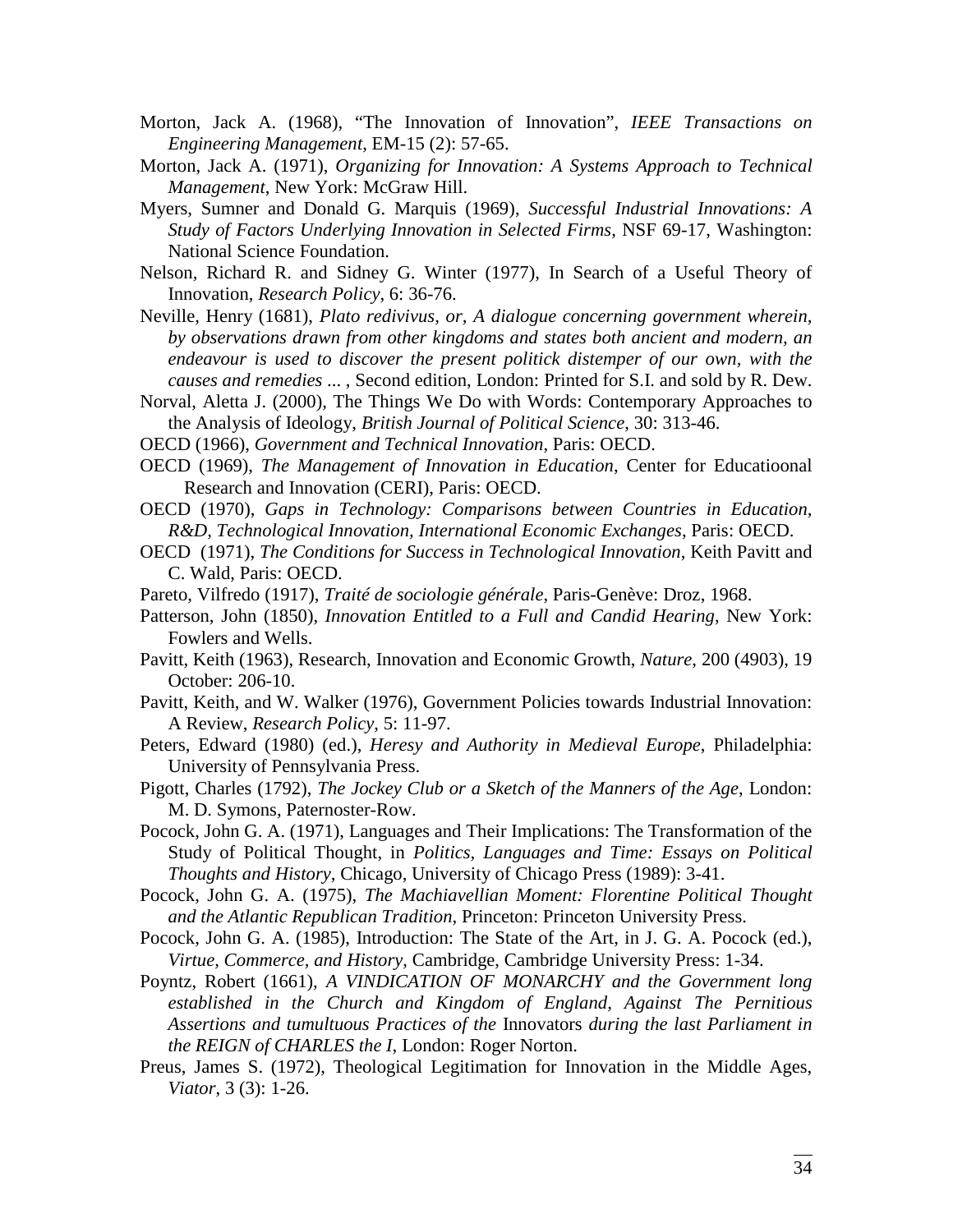Morton, Jack A. (1968), "The Innovation of Innovation", *IEEE Transactions on Engineering Management*, EM-15 (2): 57-65.

Morton, Jack A. (1971), *Organizing for Innovation: A Systems Approach to Technical Management*, New York: McGraw Hill.

Myers, Sumner and Donald G. Marquis (1969), *Successful Industrial Innovations: A Study of Factors Underlying Innovation in Selected Firms*, NSF 69-17, Washington: National Science Foundation.

Nelson, Richard R. and Sidney G. Winter (1977), In Search of a Useful Theory of Innovation, *Research Policy*, 6: 36-76.

Neville, Henry (1681), *Plato redivivus, or, A dialogue concerning government wherein, by observations drawn from other kingdoms and states both ancient and modern, an endeavour is used to discover the present politick distemper of our own, with the causes and remedies ...* , Second edition, London: Printed for S.I. and sold by R. Dew.

Norval, Aletta J. (2000), The Things We Do with Words: Contemporary Approaches to the Analysis of Ideology, *British Journal of Political Science*, 30: 313-46.

OECD (1966), *Government and Technical Innovation*, Paris: OECD.

OECD (1969), *The Management of Innovation in Education*, Center for Educatioonal Research and Innovation (CERI), Paris: OECD.

OECD (1970), *Gaps in Technology: Comparisons between Countries in Education, R&D, Technological Innovation, International Economic Exchanges*, Paris: OECD.

OECD (1971), *The Conditions for Success in Technological Innovation*, Keith Pavitt and C. Wald, Paris: OECD.

Pareto, Vilfredo (1917), *Traité de sociologie générale*, Paris-Genève: Droz, 1968.

Patterson, John (1850), *Innovation Entitled to a Full and Candid Hearing*, New York: Fowlers and Wells.

Pavitt, Keith (1963), Research, Innovation and Economic Growth, *Nature*, 200 (4903), 19 October: 206-10.

Pavitt, Keith, and W. Walker (1976), Government Policies towards Industrial Innovation: A Review, *Research Policy*, 5: 11-97.

Peters, Edward (1980) (ed.), *Heresy and Authority in Medieval Europe*, Philadelphia: University of Pennsylvania Press.

Pigott, Charles (1792), *The Jockey Club or a Sketch of the Manners of the Age*, London: M. D. Symons, Paternoster-Row.

Pocock, John G. A. (1971), Languages and Their Implications: The Transformation of the Study of Political Thought, in *Politics, Languages and Time: Essays on Political Thoughts and History*, Chicago, University of Chicago Press (1989): 3-41.

Pocock, John G. A. (1975), *The Machiavellian Moment: Florentine Political Thought and the Atlantic Republican Tradition*, Princeton: Princeton University Press.

Pocock, John G. A. (1985), Introduction: The State of the Art, in J. G. A. Pocock (ed.), *Virtue, Commerce, and History*, Cambridge, Cambridge University Press: 1-34.

Poyntz, Robert (1661), *A VINDICATION OF MONARCHY and the Government long established in the Church and Kingdom of England, Against The Pernitious Assertions and tumultuous Practices of the* Innovators *during the last Parliament in the REIGN of CHARLES the I*, London: Roger Norton.

Preus, James S. (1972), Theological Legitimation for Innovation in the Middle Ages, *Viator*, 3 (3): 1-26.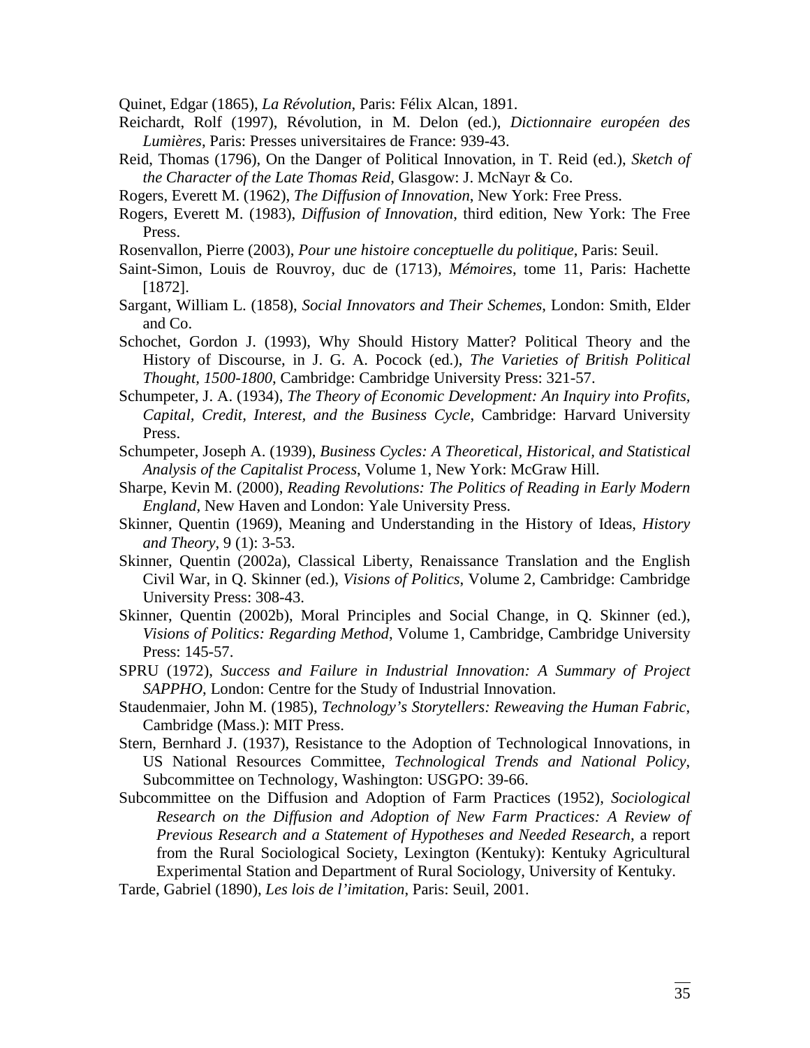Quinet, Edgar (1865), *La Révolution*, Paris: Félix Alcan, 1891.

Reichardt, Rolf (1997), Révolution, in M. Delon (ed.), *Dictionnaire européen des Lumières*, Paris: Presses universitaires de France: 939-43.

Reid, Thomas (1796), On the Danger of Political Innovation, in T. Reid (ed.), *Sketch of the Character of the Late Thomas Reid*, Glasgow: J. McNayr & Co.

Rogers, Everett M. (1962), *The Diffusion of Innovation*, New York: Free Press.

Rogers, Everett M. (1983), *Diffusion of Innovation*, third edition, New York: The Free Press.

Rosenvallon, Pierre (2003), *Pour une histoire conceptuelle du politique*, Paris: Seuil.

Saint-Simon, Louis de Rouvroy, duc de (1713), *Mémoires*, tome 11, Paris: Hachette [1872].

Sargant, William L. (1858), *Social Innovators and Their Schemes*, London: Smith, Elder and Co.

Schochet, Gordon J. (1993), Why Should History Matter? Political Theory and the History of Discourse, in J. G. A. Pocock (ed.), *The Varieties of British Political Thought, 1500-1800*, Cambridge: Cambridge University Press: 321-57.

Schumpeter, J. A. (1934), *The Theory of Economic Development: An Inquiry into Profits, Capital, Credit, Interest, and the Business Cycle*, Cambridge: Harvard University Press.

Schumpeter, Joseph A. (1939), *Business Cycles: A Theoretical, Historical, and Statistical Analysis of the Capitalist Process*, Volume 1, New York: McGraw Hill.

Sharpe, Kevin M. (2000), *Reading Revolutions: The Politics of Reading in Early Modern England*, New Haven and London: Yale University Press.

Skinner, Quentin (1969), Meaning and Understanding in the History of Ideas, *History and Theory*, 9 (1): 3-53.

Skinner, Quentin (2002a), Classical Liberty, Renaissance Translation and the English Civil War, in Q. Skinner (ed.), *Visions of Politics*, Volume 2, Cambridge: Cambridge University Press: 308-43.

Skinner, Quentin (2002b), Moral Principles and Social Change, in Q. Skinner (ed.), *Visions of Politics: Regarding Method*, Volume 1, Cambridge, Cambridge University Press: 145-57.

SPRU (1972), *Success and Failure in Industrial Innovation: A Summary of Project SAPPHO*, London: Centre for the Study of Industrial Innovation.

Staudenmaier, John M. (1985), *Technology's Storytellers: Reweaving the Human Fabric*, Cambridge (Mass.): MIT Press.

Stern, Bernhard J. (1937), Resistance to the Adoption of Technological Innovations, in US National Resources Committee, *Technological Trends and National Policy*, Subcommittee on Technology, Washington: USGPO: 39-66.

Subcommittee on the Diffusion and Adoption of Farm Practices (1952), *Sociological Research on the Diffusion and Adoption of New Farm Practices: A Review of Previous Research and a Statement of Hypotheses and Needed Research*, a report from the Rural Sociological Society, Lexington (Kentuky): Kentuky Agricultural Experimental Station and Department of Rural Sociology, University of Kentuky.

Tarde, Gabriel (1890), *Les lois de l'imitation*, Paris: Seuil, 2001.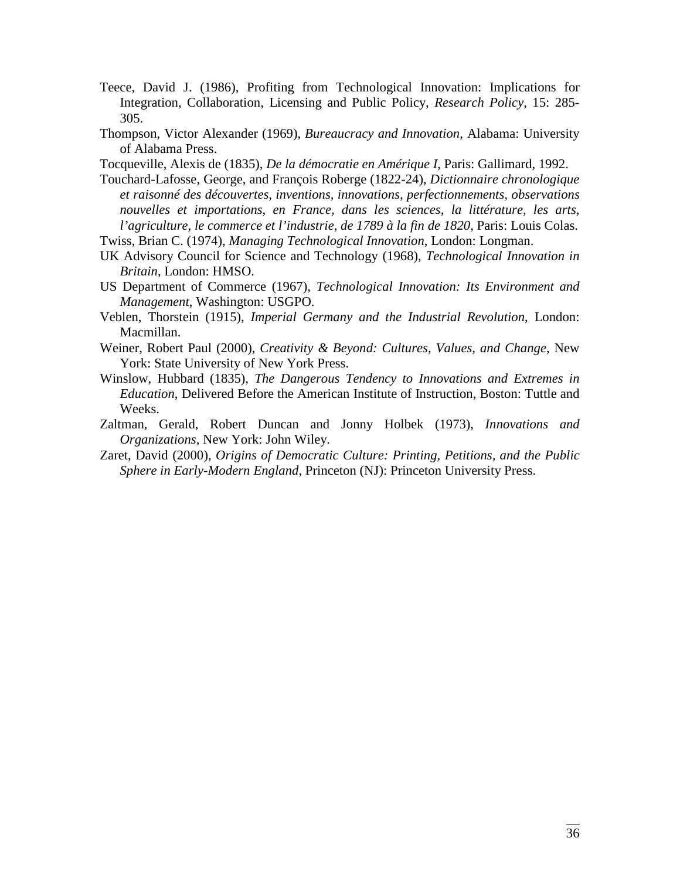Teece, David J. (1986), Profiting from Technological Innovation: Implications for Integration, Collaboration, Licensing and Public Policy, *Research Policy*, 15: 285-305.

Thompson, Victor Alexander (1969), *Bureaucracy and Innovation*, Alabama: University of Alabama Press.

Tocqueville, Alexis de (1835), *De la démocratie en Amérique I*, Paris: Gallimard, 1992.

Touchard-Lafosse, George, and François Roberge (1822-24), *Dictionnaire chronologique et raisonné des découvertes, inventions, innovations, perfectionnements, observations nouvelles et importations, en France, dans les sciences, la littérature, les arts, l'agriculture, le commerce et l'industrie, de 1789 à la fin de 1820*, Paris: Louis Colas.

Twiss, Brian C. (1974), *Managing Technological Innovation*, London: Longman.

UK Advisory Council for Science and Technology (1968), *Technological Innovation in Britain*, London: HMSO.

US Department of Commerce (1967), *Technological Innovation: Its Environment and Management*, Washington: USGPO.

Veblen, Thorstein (1915), *Imperial Germany and the Industrial Revolution*, London: Macmillan.

Weiner, Robert Paul (2000), *Creativity & Beyond: Cultures, Values, and Change*, New York: State University of New York Press.

Winslow, Hubbard (1835), *The Dangerous Tendency to Innovations and Extremes in Education*, Delivered Before the American Institute of Instruction, Boston: Tuttle and Weeks.

Zaltman, Gerald, Robert Duncan and Jonny Holbek (1973), *Innovations and Organizations*, New York: John Wiley.

Zaret, David (2000), *Origins of Democratic Culture: Printing, Petitions, and the Public Sphere in Early-Modern England*, Princeton (NJ): Princeton University Press.